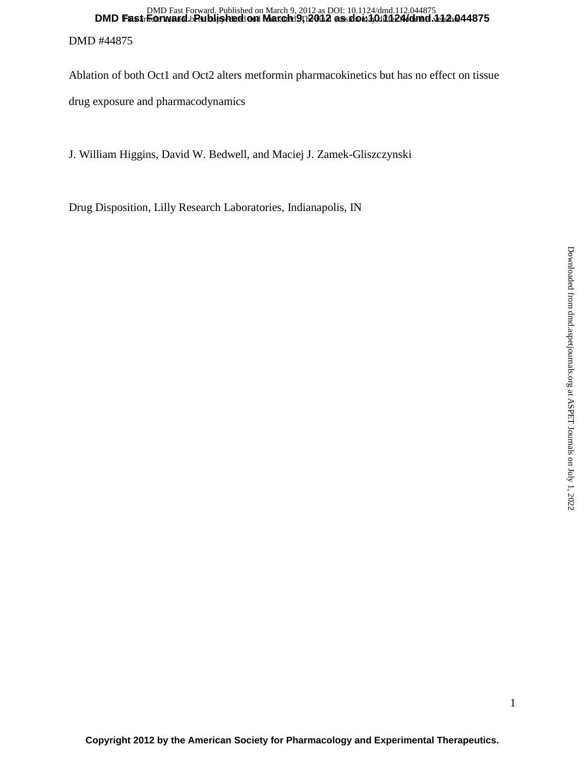DMD #44875

# Ablation of both Oct1 and Oct2 alters metformin pharmacokinetics but has no effect on tissue drug exposure and pharmacodynamics

J. William Higgins, David W. Bedwell, and Maciej J. Zamek-Gliszczynski

Drug Disposition, Lilly Research Laboratories, Indianapolis, IN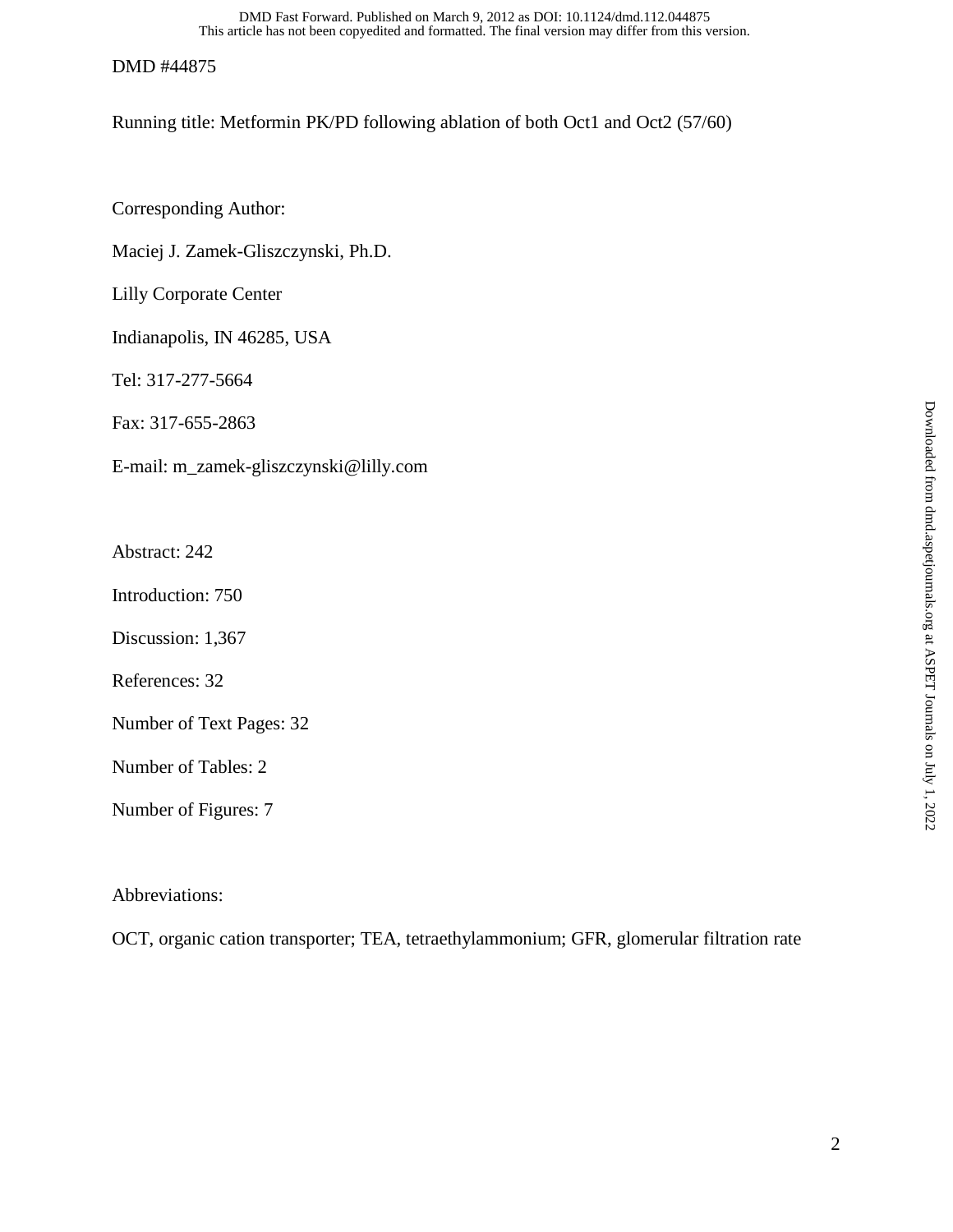Running title: Metformin PK/PD following ablation of both Oct1 and Oct2 (57/60)

Corresponding Author:

Maciej J. Zamek-Gliszczynski, Ph.D.

Lilly Corporate Center

Indianapolis, IN 46285, USA

Tel: 317-277-5664

Fax: 317-655-2863

E-mail: m_zamek-gliszczynski@lilly.com

Abstract: 242

Introduction: 750

Discussion: 1,367

References: 32

Number of Text Pages: 32

Number of Tables: 2

Number of Figures: 7

Abbreviations:

OCT, organic cation transporter; TEA, tetraethylammonium; GFR, glomerular filtration rate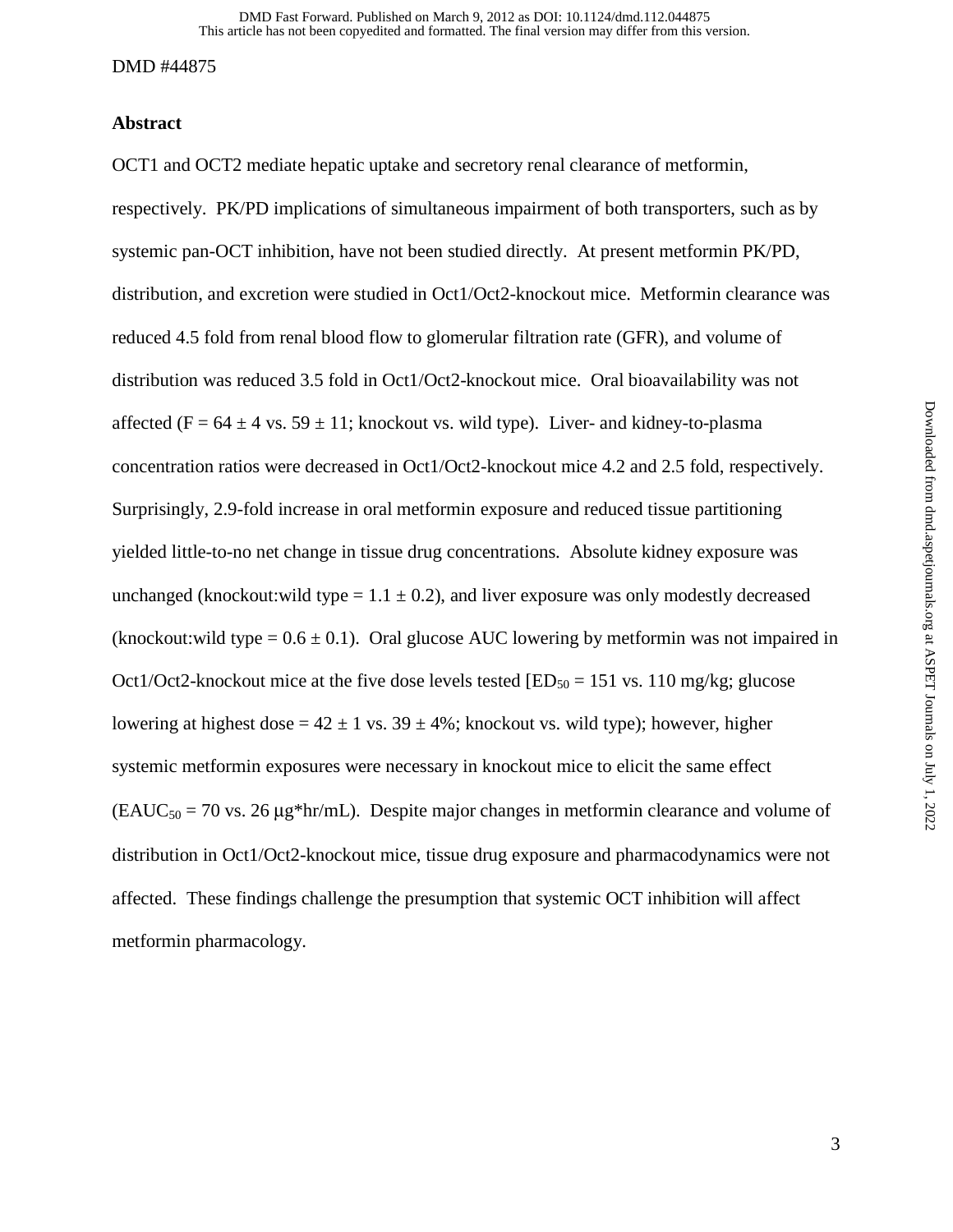## Abstract

OCT1 and OCT2 mediate hepatic uptake and secretory renal clearance of metformin, respectively. PK/PD implications of simultaneous impairment of both transporters, such as by systemic pan-OCT inhibition, have not been studied directly. At present metformin PK/PD, distribution, and excretion were studied in Oct1/Oct2-knockout mice. Metformin clearance was reduced 4.5 fold from renal blood flow to glomerular filtration rate (GFR), and volume of distribution was reduced 3.5 fold in Oct1/Oct2-knockout mice. Oral bioavailability was not affected (F = 64 ± 4 vs. 59 ± 11; knockout vs. wild type). Liver- and kidney-to-plasma concentration ratios were decreased in Oct1/Oct2-knockout mice 4.2 and 2.5 fold, respectively. Surprisingly, 2.9-fold increase in oral metformin exposure and reduced tissue partitioning yielded little-to-no net change in tissue drug concentrations. Absolute kidney exposure was unchanged (knockout:wild type = 1.1 ± 0.2), and liver exposure was only modestly decreased (knockout:wild type = 0.6 ± 0.1). Oral glucose AUC lowering by metformin was not impaired in Oct1/Oct2-knockout mice at the five dose levels tested [$ED_{50}$ = 151 vs. 110 mg/kg; glucose lowering at highest dose = 42 ± 1 vs. 39 ± 4%; knockout vs. wild type); however, higher systemic metformin exposures were necessary in knockout mice to elicit the same effect ($EAUC_{50}$ = 70 vs. 26 μg*hr/mL). Despite major changes in metformin clearance and volume of distribution in Oct1/Oct2-knockout mice, tissue drug exposure and pharmacodynamics were not affected. These findings challenge the presumption that systemic OCT inhibition will affect metformin pharmacology.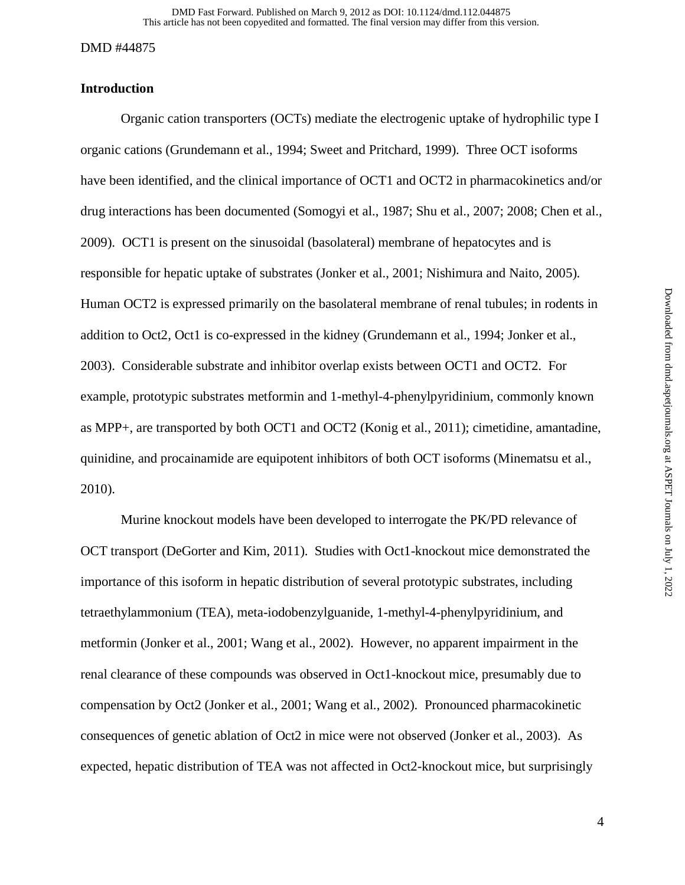## Introduction

Organic cation transporters (OCTs) mediate the electrogenic uptake of hydrophilic type I organic cations (Grundemann et al., 1994; Sweet and Pritchard, 1999). Three OCT isoforms have been identified, and the clinical importance of OCT1 and OCT2 in pharmacokinetics and/or drug interactions has been documented (Somogyi et al., 1987; Shu et al., 2007; 2008; Chen et al., 2009). OCT1 is present on the sinusoidal (basolateral) membrane of hepatocytes and is responsible for hepatic uptake of substrates (Jonker et al., 2001; Nishimura and Naito, 2005). Human OCT2 is expressed primarily on the basolateral membrane of renal tubules; in rodents in addition to Oct2, Oct1 is co-expressed in the kidney (Grundemann et al., 1994; Jonker et al., 2003). Considerable substrate and inhibitor overlap exists between OCT1 and OCT2. For example, prototypic substrates metformin and 1-methyl-4-phenylpyridinium, commonly known as MPP+, are transported by both OCT1 and OCT2 (Konig et al., 2011); cimetidine, amantadine, quinidine, and procainamide are equipotent inhibitors of both OCT isoforms (Minematsu et al., 2010).

Murine knockout models have been developed to interrogate the PK/PD relevance of OCT transport (DeGorter and Kim, 2011). Studies with Oct1-knockout mice demonstrated the importance of this isoform in hepatic distribution of several prototypic substrates, including tetraethylammonium (TEA), meta-iodobenzylguanide, 1-methyl-4-phenylpyridinium, and metformin (Jonker et al., 2001; Wang et al., 2002). However, no apparent impairment in the renal clearance of these compounds was observed in Oct1-knockout mice, presumably due to compensation by Oct2 (Jonker et al., 2001; Wang et al., 2002). Pronounced pharmacokinetic consequences of genetic ablation of Oct2 in mice were not observed (Jonker et al., 2003). As expected, hepatic distribution of TEA was not affected in Oct2-knockout mice, but surprisingly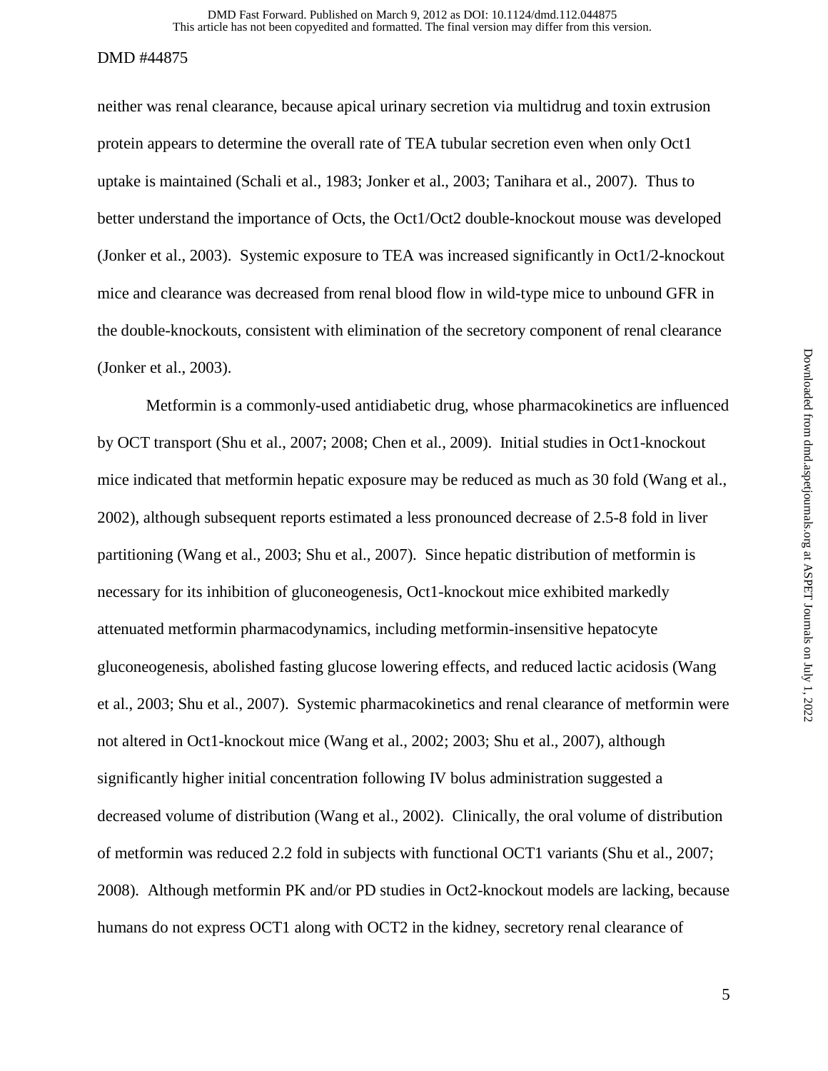neither was renal clearance, because apical urinary secretion via multidrug and toxin extrusion protein appears to determine the overall rate of TEA tubular secretion even when only Oct1 uptake is maintained (Schali et al., 1983; Jonker et al., 2003; Tanihara et al., 2007). Thus to better understand the importance of Octs, the Oct1/Oct2 double-knockout mouse was developed (Jonker et al., 2003). Systemic exposure to TEA was increased significantly in Oct1/2-knockout mice and clearance was decreased from renal blood flow in wild-type mice to unbound GFR in the double-knockouts, consistent with elimination of the secretory component of renal clearance (Jonker et al., 2003).

Metformin is a commonly-used antidiabetic drug, whose pharmacokinetics are influenced by OCT transport (Shu et al., 2007; 2008; Chen et al., 2009). Initial studies in Oct1-knockout mice indicated that metformin hepatic exposure may be reduced as much as 30 fold (Wang et al., 2002), although subsequent reports estimated a less pronounced decrease of 2.5-8 fold in liver partitioning (Wang et al., 2003; Shu et al., 2007). Since hepatic distribution of metformin is necessary for its inhibition of gluconeogenesis, Oct1-knockout mice exhibited markedly attenuated metformin pharmacodynamics, including metformin-insensitive hepatocyte gluconeogenesis, abolished fasting glucose lowering effects, and reduced lactic acidosis (Wang et al., 2003; Shu et al., 2007). Systemic pharmacokinetics and renal clearance of metformin were not altered in Oct1-knockout mice (Wang et al., 2002; 2003; Shu et al., 2007), although significantly higher initial concentration following IV bolus administration suggested a decreased volume of distribution (Wang et al., 2002). Clinically, the oral volume of distribution of metformin was reduced 2.2 fold in subjects with functional OCT1 variants (Shu et al., 2007; 2008). Although metformin PK and/or PD studies in Oct2-knockout models are lacking, because humans do not express OCT1 along with OCT2 in the kidney, secretory renal clearance of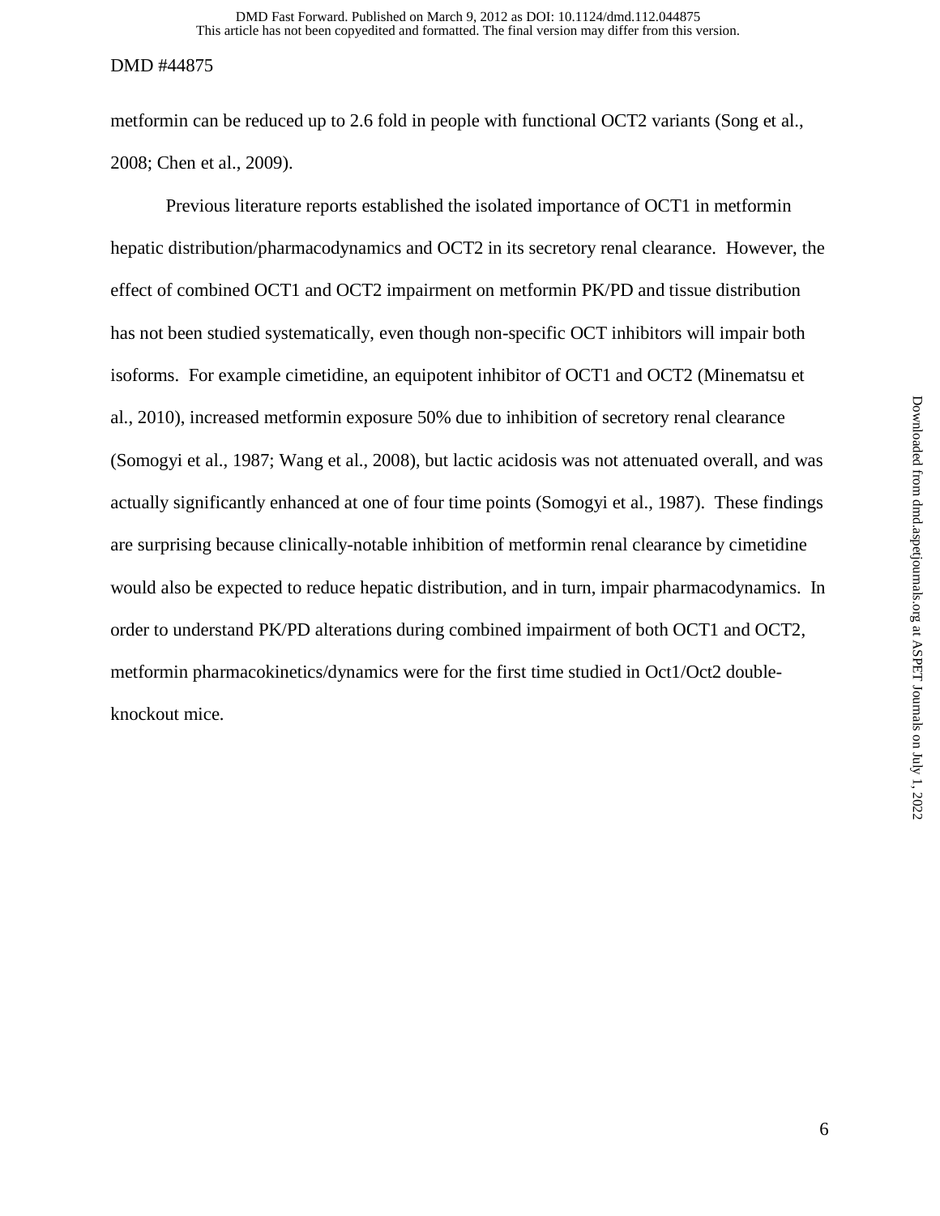metformin can be reduced up to 2.6 fold in people with functional OCT2 variants (Song et al., 2008; Chen et al., 2009).

Previous literature reports established the isolated importance of OCT1 in metformin hepatic distribution/pharmacodynamics and OCT2 in its secretory renal clearance. However, the effect of combined OCT1 and OCT2 impairment on metformin PK/PD and tissue distribution has not been studied systematically, even though non-specific OCT inhibitors will impair both isoforms. For example cimetidine, an equipotent inhibitor of OCT1 and OCT2 (Minematsu et al., 2010), increased metformin exposure 50% due to inhibition of secretory renal clearance (Somogyi et al., 1987; Wang et al., 2008), but lactic acidosis was not attenuated overall, and was actually significantly enhanced at one of four time points (Somogyi et al., 1987). These findings are surprising because clinically-notable inhibition of metformin renal clearance by cimetidine would also be expected to reduce hepatic distribution, and in turn, impair pharmacodynamics. In order to understand PK/PD alterations during combined impairment of both OCT1 and OCT2, metformin pharmacokinetics/dynamics were for the first time studied in Oct1/Oct2 double-knockout mice.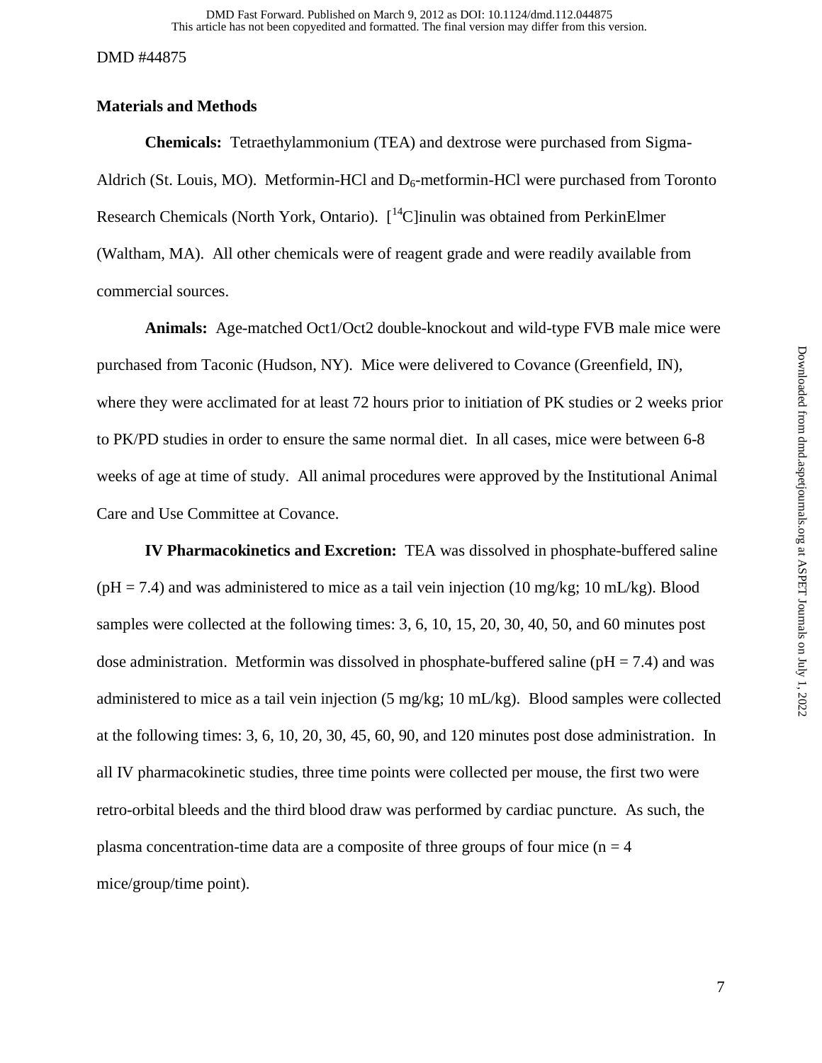## Materials and Methods

**Chemicals:** Tetraethylammonium (TEA) and dextrose were purchased from Sigma-Aldrich (St. Louis, MO). Metformin-HCl and $D_6$-metformin-HCl were purchased from Toronto Research Chemicals (North York, Ontario). [$^{14}$C]inulin was obtained from PerkinElmer (Waltham, MA). All other chemicals were of reagent grade and were readily available from commercial sources.

**Animals:** Age-matched Oct1/Oct2 double-knockout and wild-type FVB male mice were purchased from Taconic (Hudson, NY). Mice were delivered to Covance (Greenfield, IN), where they were acclimated for at least 72 hours prior to initiation of PK studies or 2 weeks prior to PK/PD studies in order to ensure the same normal diet. In all cases, mice were between 6-8 weeks of age at time of study. All animal procedures were approved by the Institutional Animal Care and Use Committee at Covance.

**IV Pharmacokinetics and Excretion:** TEA was dissolved in phosphate-buffered saline (pH = 7.4) and was administered to mice as a tail vein injection (10 mg/kg; 10 mL/kg). Blood samples were collected at the following times: 3, 6, 10, 15, 20, 30, 40, 50, and 60 minutes post dose administration. Metformin was dissolved in phosphate-buffered saline (pH = 7.4) and was administered to mice as a tail vein injection (5 mg/kg; 10 mL/kg). Blood samples were collected at the following times: 3, 6, 10, 20, 30, 45, 60, 90, and 120 minutes post dose administration. In all IV pharmacokinetic studies, three time points were collected per mouse, the first two were retro-orbital bleeds and the third blood draw was performed by cardiac puncture. As such, the plasma concentration-time data are a composite of three groups of four mice (n = 4 mice/group/time point).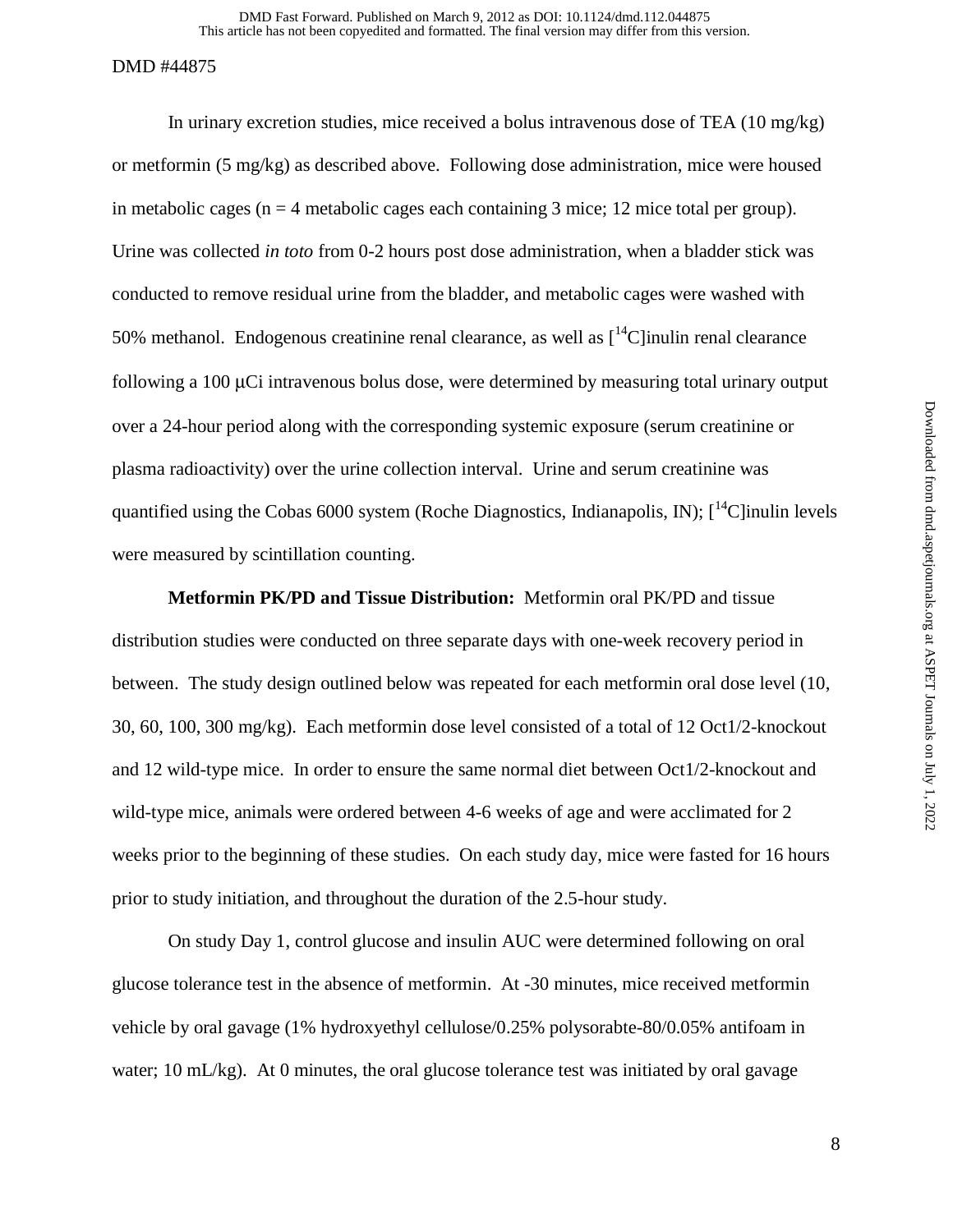In urinary excretion studies, mice received a bolus intravenous dose of TEA (10 mg/kg) or metformin (5 mg/kg) as described above. Following dose administration, mice were housed in metabolic cages (n = 4 metabolic cages each containing 3 mice; 12 mice total per group). Urine was collected *in toto* from 0-2 hours post dose administration, when a bladder stick was conducted to remove residual urine from the bladder, and metabolic cages were washed with 50% methanol. Endogenous creatinine renal clearance, as well as [$^{14}$C]inulin renal clearance following a 100 μCi intravenous bolus dose, were determined by measuring total urinary output over a 24-hour period along with the corresponding systemic exposure (serum creatinine or plasma radioactivity) over the urine collection interval. Urine and serum creatinine was quantified using the Cobas 6000 system (Roche Diagnostics, Indianapolis, IN); [$^{14}$C]inulin levels were measured by scintillation counting.

**Metformin PK/PD and Tissue Distribution:** Metformin oral PK/PD and tissue distribution studies were conducted on three separate days with one-week recovery period in between. The study design outlined below was repeated for each metformin oral dose level (10, 30, 60, 100, 300 mg/kg). Each metformin dose level consisted of a total of 12 Oct1/2-knockout and 12 wild-type mice. In order to ensure the same normal diet between Oct1/2-knockout and wild-type mice, animals were ordered between 4-6 weeks of age and were acclimated for 2 weeks prior to the beginning of these studies. On each study day, mice were fasted for 16 hours prior to study initiation, and throughout the duration of the 2.5-hour study.

On study Day 1, control glucose and insulin AUC were determined following on oral glucose tolerance test in the absence of metformin. At -30 minutes, mice received metformin vehicle by oral gavage (1% hydroxyethyl cellulose/0.25% polysorabte-80/0.05% antifoam in water; 10 mL/kg). At 0 minutes, the oral glucose tolerance test was initiated by oral gavage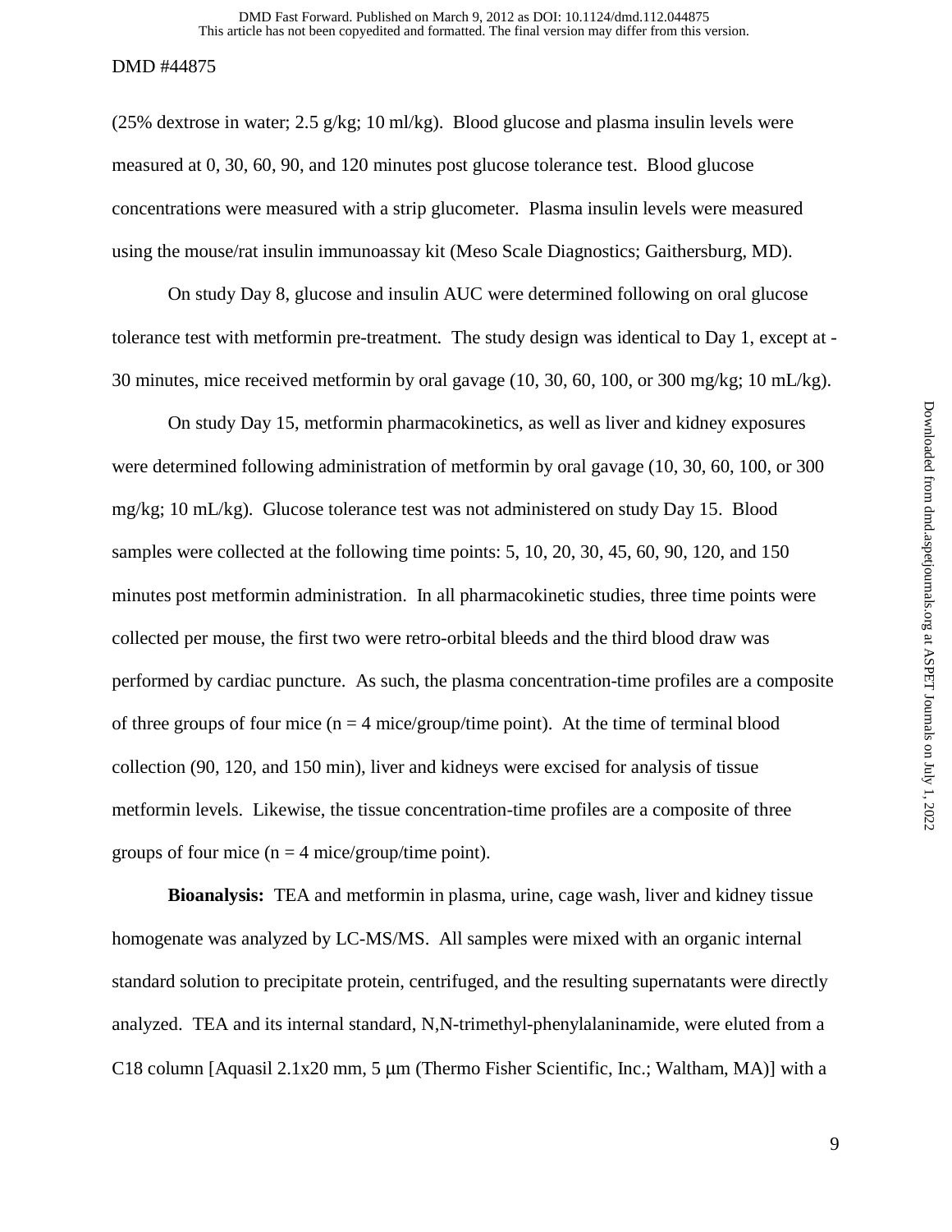(25% dextrose in water; 2.5 g/kg; 10 ml/kg). Blood glucose and plasma insulin levels were measured at 0, 30, 60, 90, and 120 minutes post glucose tolerance test. Blood glucose concentrations were measured with a strip glucometer. Plasma insulin levels were measured using the mouse/rat insulin immunoassay kit (Meso Scale Diagnostics; Gaithersburg, MD).

On study Day 8, glucose and insulin AUC were determined following on oral glucose tolerance test with metformin pre-treatment. The study design was identical to Day 1, except at -30 minutes, mice received metformin by oral gavage (10, 30, 60, 100, or 300 mg/kg; 10 mL/kg).

On study Day 15, metformin pharmacokinetics, as well as liver and kidney exposures were determined following administration of metformin by oral gavage (10, 30, 60, 100, or 300 mg/kg; 10 mL/kg). Glucose tolerance test was not administered on study Day 15. Blood samples were collected at the following time points: 5, 10, 20, 30, 45, 60, 90, 120, and 150 minutes post metformin administration. In all pharmacokinetic studies, three time points were collected per mouse, the first two were retro-orbital bleeds and the third blood draw was performed by cardiac puncture. As such, the plasma concentration-time profiles are a composite of three groups of four mice (n = 4 mice/group/time point). At the time of terminal blood collection (90, 120, and 150 min), liver and kidneys were excised for analysis of tissue metformin levels. Likewise, the tissue concentration-time profiles are a composite of three groups of four mice (n = 4 mice/group/time point).

**Bioanalysis:** TEA and metformin in plasma, urine, cage wash, liver and kidney tissue homogenate was analyzed by LC-MS/MS. All samples were mixed with an organic internal standard solution to precipitate protein, centrifuged, and the resulting supernatants were directly analyzed. TEA and its internal standard, N,N-trimethyl-phenylalaninamide, were eluted from a C18 column [Aquasil 2.1x20 mm, 5 μm (Thermo Fisher Scientific, Inc.; Waltham, MA)] with a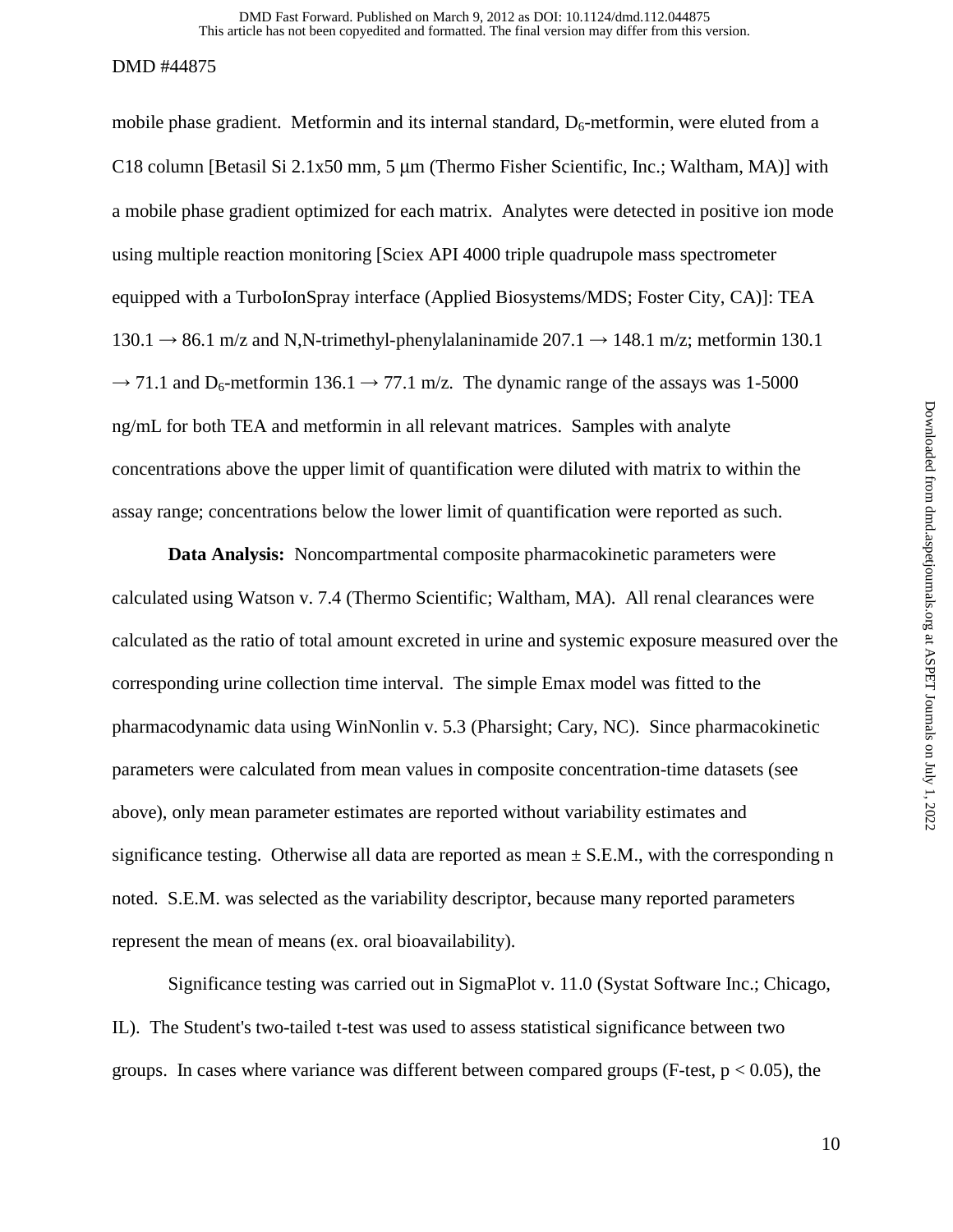mobile phase gradient. Metformin and its internal standard, $D_6$-metformin, were eluted from a C18 column [Betasil Si 2.1x50 mm, 5 μm (Thermo Fisher Scientific, Inc.; Waltham, MA)] with a mobile phase gradient optimized for each matrix. Analytes were detected in positive ion mode using multiple reaction monitoring [Sciex API 4000 triple quadrupole mass spectrometer equipped with a TurboIonSpray interface (Applied Biosystems/MDS; Foster City, CA)]: TEA 130.1 → 86.1 m/z and N,N-trimethyl-phenylalaninamide 207.1 → 148.1 m/z; metformin 130.1 → 71.1 and $D_6$-metformin 136.1 → 77.1 m/z. The dynamic range of the assays was 1-5000 ng/mL for both TEA and metformin in all relevant matrices. Samples with analyte concentrations above the upper limit of quantification were diluted with matrix to within the assay range; concentrations below the lower limit of quantification were reported as such.

**Data Analysis:** Noncompartmental composite pharmacokinetic parameters were calculated using Watson v. 7.4 (Thermo Scientific; Waltham, MA). All renal clearances were calculated as the ratio of total amount excreted in urine and systemic exposure measured over the corresponding urine collection time interval. The simple Emax model was fitted to the pharmacodynamic data using WinNonlin v. 5.3 (Pharsight; Cary, NC). Since pharmacokinetic parameters were calculated from mean values in composite concentration-time datasets (see above), only mean parameter estimates are reported without variability estimates and significance testing. Otherwise all data are reported as mean ± S.E.M., with the corresponding n noted. S.E.M. was selected as the variability descriptor, because many reported parameters represent the mean of means (ex. oral bioavailability).

Significance testing was carried out in SigmaPlot v. 11.0 (Systat Software Inc.; Chicago, IL). The Student's two-tailed t-test was used to assess statistical significance between two groups. In cases where variance was different between compared groups (F-test, $p < 0.05$), the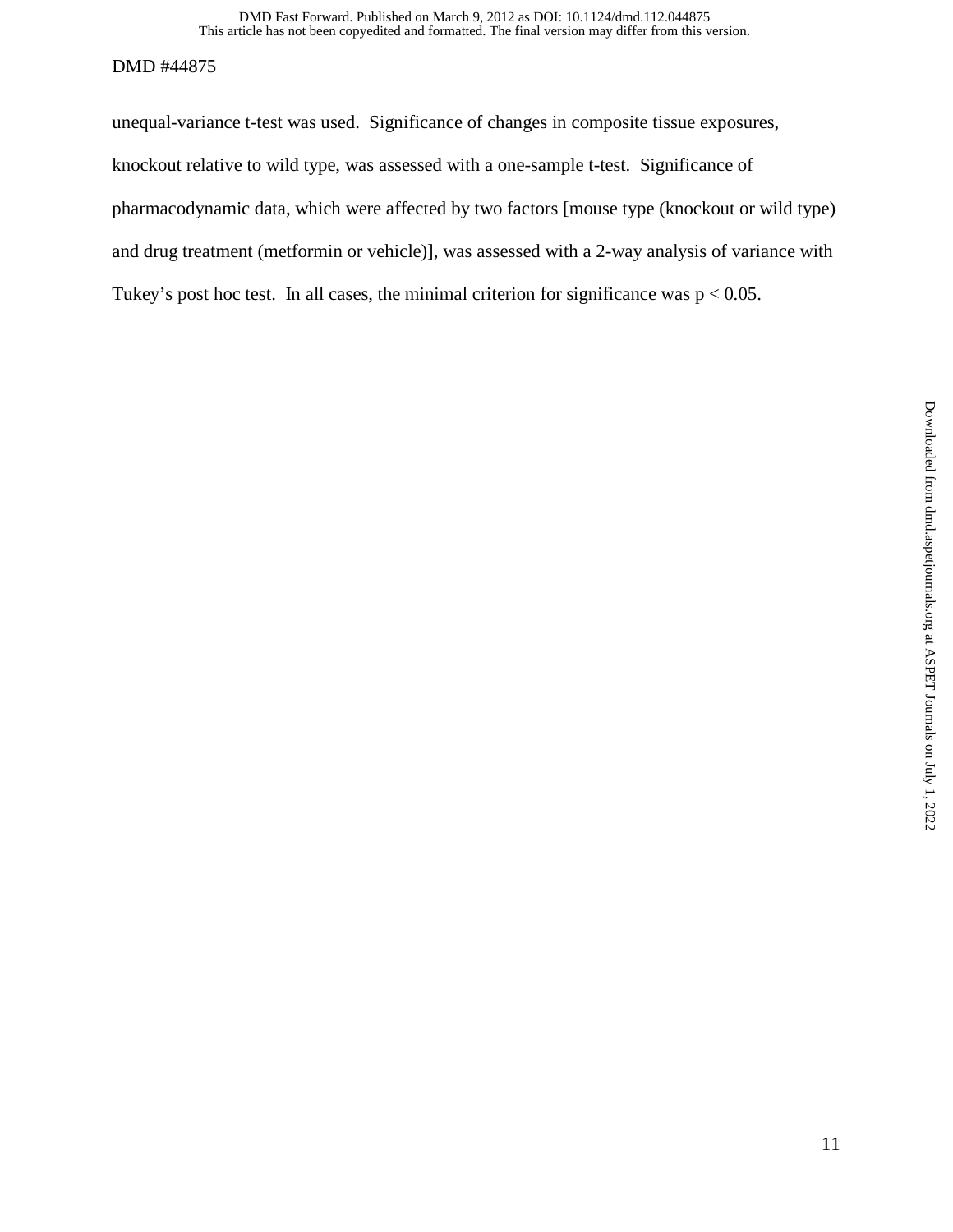unequal-variance t-test was used. Significance of changes in composite tissue exposures, knockout relative to wild type, was assessed with a one-sample t-test. Significance of pharmacodynamic data, which were affected by two factors [mouse type (knockout or wild type) and drug treatment (metformin or vehicle)], was assessed with a 2-way analysis of variance with Tukey's post hoc test. In all cases, the minimal criterion for significance was $p < 0.05$.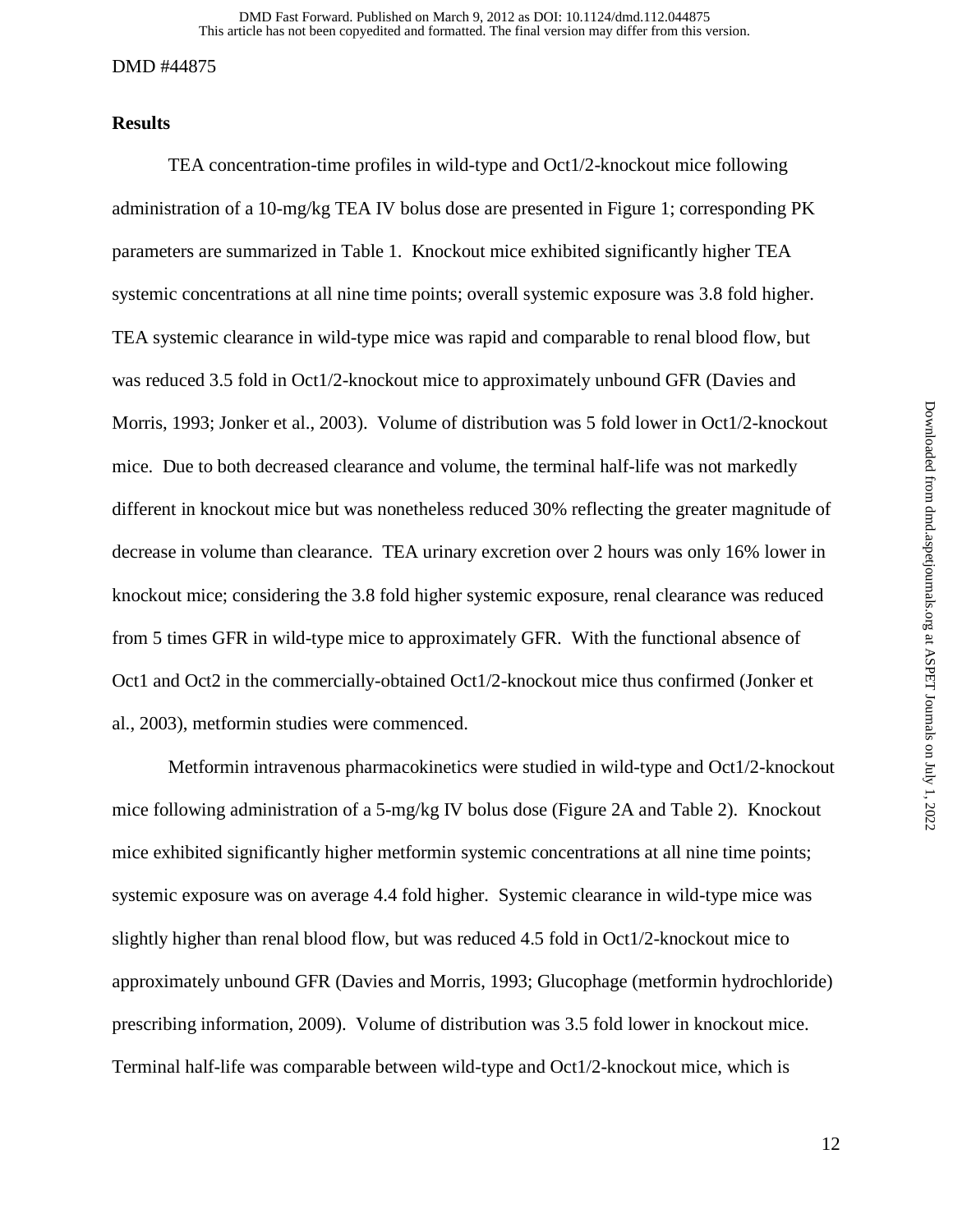## Results

TEA concentration-time profiles in wild-type and Oct1/2-knockout mice following administration of a 10-mg/kg TEA IV bolus dose are presented in Figure 1; corresponding PK parameters are summarized in Table 1. Knockout mice exhibited significantly higher TEA systemic concentrations at all nine time points; overall systemic exposure was 3.8 fold higher. TEA systemic clearance in wild-type mice was rapid and comparable to renal blood flow, but was reduced 3.5 fold in Oct1/2-knockout mice to approximately unbound GFR (Davies and Morris, 1993; Jonker et al., 2003). Volume of distribution was 5 fold lower in Oct1/2-knockout mice. Due to both decreased clearance and volume, the terminal half-life was not markedly different in knockout mice but was nonetheless reduced 30% reflecting the greater magnitude of decrease in volume than clearance. TEA urinary excretion over 2 hours was only 16% lower in knockout mice; considering the 3.8 fold higher systemic exposure, renal clearance was reduced from 5 times GFR in wild-type mice to approximately GFR. With the functional absence of Oct1 and Oct2 in the commercially-obtained Oct1/2-knockout mice thus confirmed (Jonker et al., 2003), metformin studies were commenced.

Metformin intravenous pharmacokinetics were studied in wild-type and Oct1/2-knockout mice following administration of a 5-mg/kg IV bolus dose (Figure 2A and Table 2). Knockout mice exhibited significantly higher metformin systemic concentrations at all nine time points; systemic exposure was on average 4.4 fold higher. Systemic clearance in wild-type mice was slightly higher than renal blood flow, but was reduced 4.5 fold in Oct1/2-knockout mice to approximately unbound GFR (Davies and Morris, 1993; Glucophage (metformin hydrochloride) prescribing information, 2009). Volume of distribution was 3.5 fold lower in knockout mice. Terminal half-life was comparable between wild-type and Oct1/2-knockout mice, which is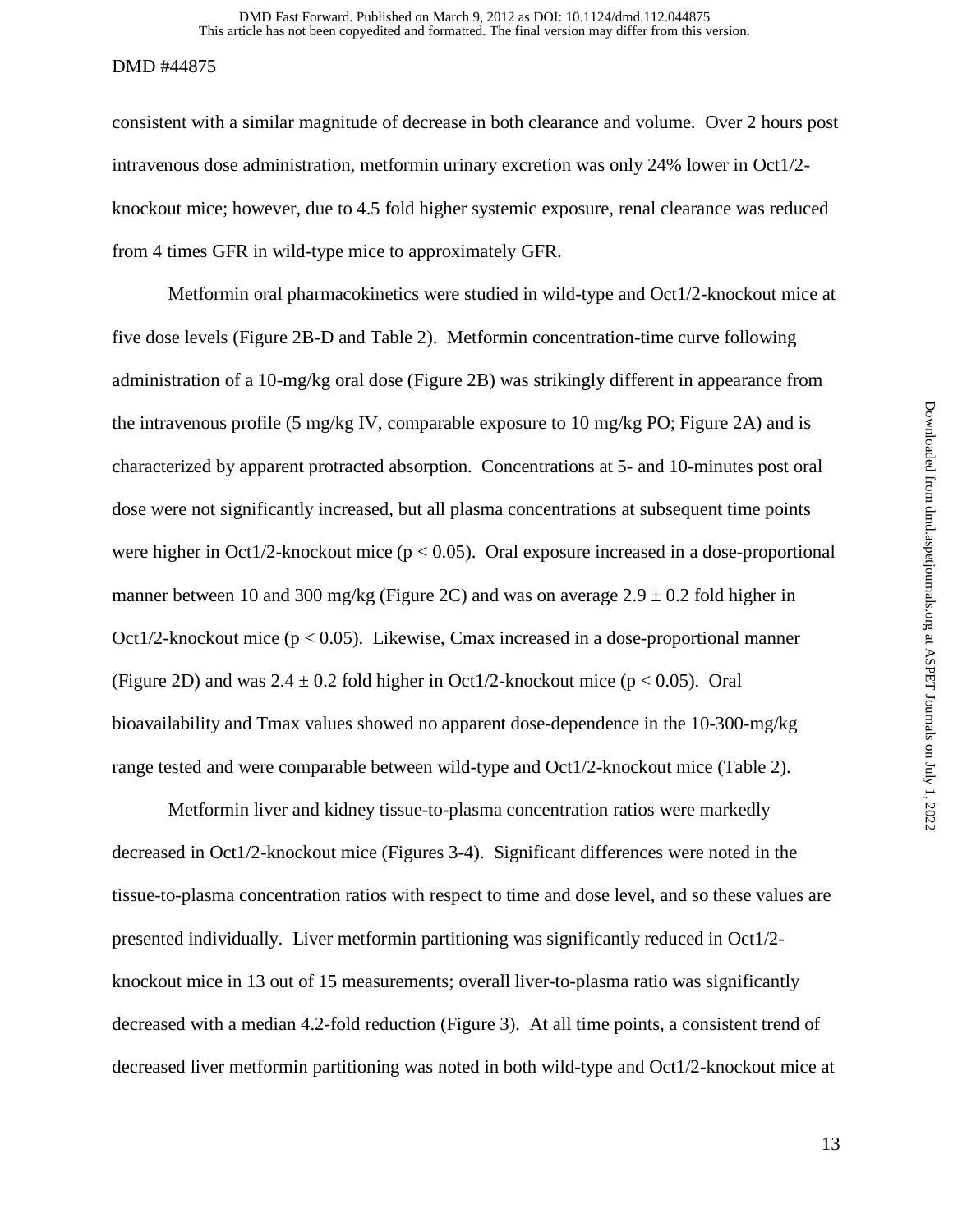consistent with a similar magnitude of decrease in both clearance and volume. Over 2 hours post intravenous dose administration, metformin urinary excretion was only 24% lower in Oct1/2-knockout mice; however, due to 4.5 fold higher systemic exposure, renal clearance was reduced from 4 times GFR in wild-type mice to approximately GFR.

Metformin oral pharmacokinetics were studied in wild-type and Oct1/2-knockout mice at five dose levels (Figure 2B-D and Table 2). Metformin concentration-time curve following administration of a 10-mg/kg oral dose (Figure 2B) was strikingly different in appearance from the intravenous profile (5 mg/kg IV, comparable exposure to 10 mg/kg PO; Figure 2A) and is characterized by apparent protracted absorption. Concentrations at 5- and 10-minutes post oral dose were not significantly increased, but all plasma concentrations at subsequent time points were higher in Oct1/2-knockout mice ($p < 0.05$). Oral exposure increased in a dose-proportional manner between 10 and 300 mg/kg (Figure 2C) and was on average $2.9 \pm 0.2$ fold higher in Oct1/2-knockout mice ($p < 0.05$). Likewise, Cmax increased in a dose-proportional manner (Figure 2D) and was $2.4 \pm 0.2$ fold higher in Oct1/2-knockout mice ($p < 0.05$). Oral bioavailability and Tmax values showed no apparent dose-dependence in the 10-300-mg/kg range tested and were comparable between wild-type and Oct1/2-knockout mice (Table 2).

Metformin liver and kidney tissue-to-plasma concentration ratios were markedly decreased in Oct1/2-knockout mice (Figures 3-4). Significant differences were noted in the tissue-to-plasma concentration ratios with respect to time and dose level, and so these values are presented individually. Liver metformin partitioning was significantly reduced in Oct1/2-knockout mice in 13 out of 15 measurements; overall liver-to-plasma ratio was significantly decreased with a median 4.2-fold reduction (Figure 3). At all time points, a consistent trend of decreased liver metformin partitioning was noted in both wild-type and Oct1/2-knockout mice at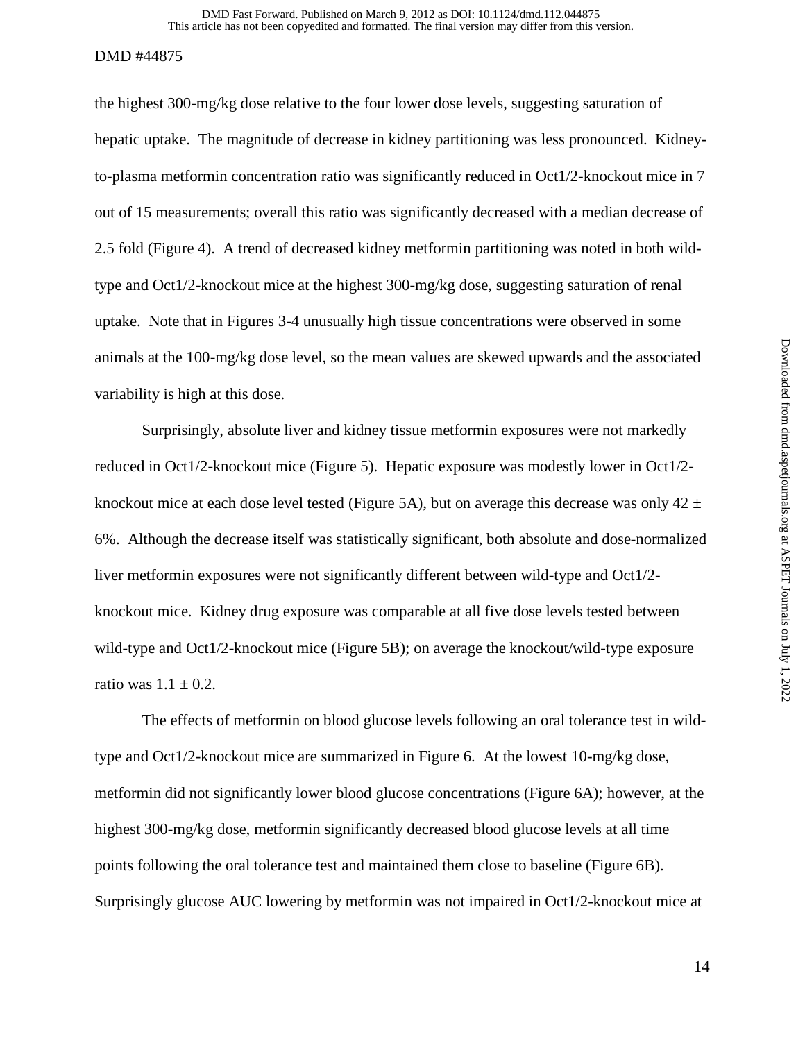the highest 300-mg/kg dose relative to the four lower dose levels, suggesting saturation of hepatic uptake. The magnitude of decrease in kidney partitioning was less pronounced. Kidney-to-plasma metformin concentration ratio was significantly reduced in Oct1/2-knockout mice in 7 out of 15 measurements; overall this ratio was significantly decreased with a median decrease of 2.5 fold (Figure 4). A trend of decreased kidney metformin partitioning was noted in both wild-type and Oct1/2-knockout mice at the highest 300-mg/kg dose, suggesting saturation of renal uptake. Note that in Figures 3-4 unusually high tissue concentrations were observed in some animals at the 100-mg/kg dose level, so the mean values are skewed upwards and the associated variability is high at this dose.

Surprisingly, absolute liver and kidney tissue metformin exposures were not markedly reduced in Oct1/2-knockout mice (Figure 5). Hepatic exposure was modestly lower in Oct1/2-knockout mice at each dose level tested (Figure 5A), but on average this decrease was only $42 \pm 6\%$. Although the decrease itself was statistically significant, both absolute and dose-normalized liver metformin exposures were not significantly different between wild-type and Oct1/2-knockout mice. Kidney drug exposure was comparable at all five dose levels tested between wild-type and Oct1/2-knockout mice (Figure 5B); on average the knockout/wild-type exposure ratio was $1.1 \pm 0.2$.

The effects of metformin on blood glucose levels following an oral tolerance test in wild-type and Oct1/2-knockout mice are summarized in Figure 6. At the lowest 10-mg/kg dose, metformin did not significantly lower blood glucose concentrations (Figure 6A); however, at the highest 300-mg/kg dose, metformin significantly decreased blood glucose levels at all time points following the oral tolerance test and maintained them close to baseline (Figure 6B). Surprisingly glucose AUC lowering by metformin was not impaired in Oct1/2-knockout mice at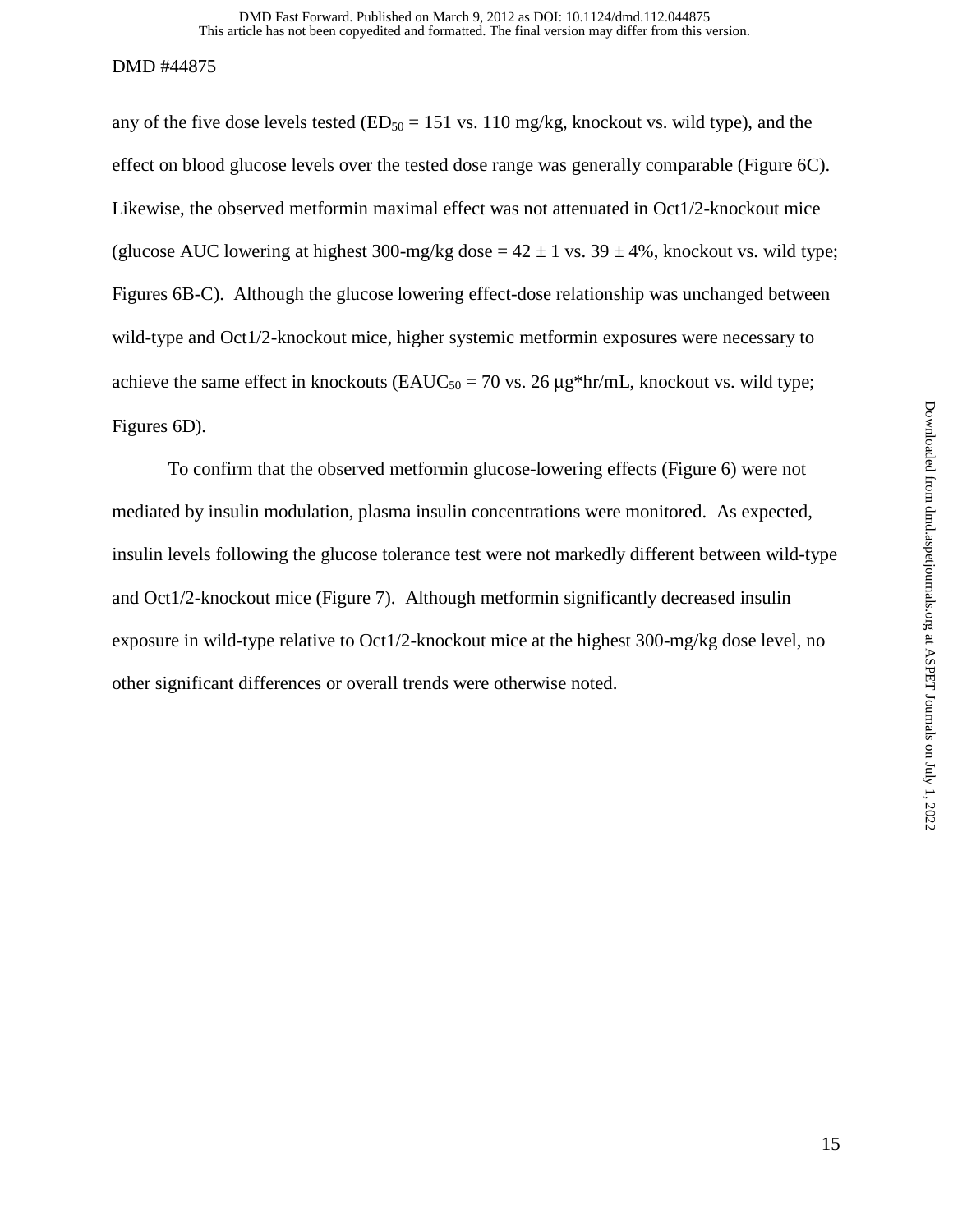any of the five dose levels tested ($ED_{50}$ = 151 vs. 110 mg/kg, knockout vs. wild type), and the effect on blood glucose levels over the tested dose range was generally comparable (Figure 6C). Likewise, the observed metformin maximal effect was not attenuated in Oct1/2-knockout mice (glucose AUC lowering at highest 300-mg/kg dose = 42 ± 1 vs. 39 ± 4%, knockout vs. wild type; Figures 6B-C). Although the glucose lowering effect-dose relationship was unchanged between wild-type and Oct1/2-knockout mice, higher systemic metformin exposures were necessary to achieve the same effect in knockouts ($EAUC_{50}$ = 70 vs. 26 μg*hr/mL, knockout vs. wild type; Figures 6D).

To confirm that the observed metformin glucose-lowering effects (Figure 6) were not mediated by insulin modulation, plasma insulin concentrations were monitored. As expected, insulin levels following the glucose tolerance test were not markedly different between wild-type and Oct1/2-knockout mice (Figure 7). Although metformin significantly decreased insulin exposure in wild-type relative to Oct1/2-knockout mice at the highest 300-mg/kg dose level, no other significant differences or overall trends were otherwise noted.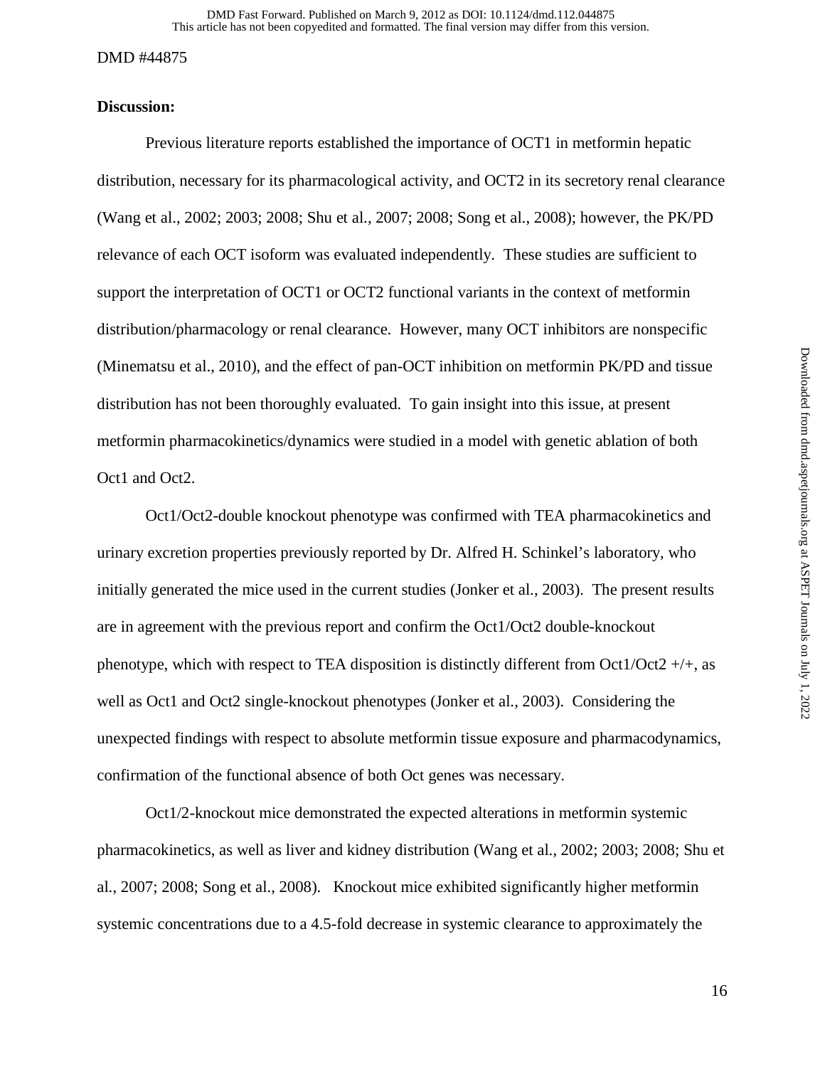**Discussion:**

Previous literature reports established the importance of OCT1 in metformin hepatic distribution, necessary for its pharmacological activity, and OCT2 in its secretory renal clearance (Wang et al., 2002; 2003; 2008; Shu et al., 2007; 2008; Song et al., 2008); however, the PK/PD relevance of each OCT isoform was evaluated independently. These studies are sufficient to support the interpretation of OCT1 or OCT2 functional variants in the context of metformin distribution/pharmacology or renal clearance. However, many OCT inhibitors are nonspecific (Minematsu et al., 2010), and the effect of pan-OCT inhibition on metformin PK/PD and tissue distribution has not been thoroughly evaluated. To gain insight into this issue, at present metformin pharmacokinetics/dynamics were studied in a model with genetic ablation of both Oct1 and Oct2.

Oct1/Oct2-double knockout phenotype was confirmed with TEA pharmacokinetics and urinary excretion properties previously reported by Dr. Alfred H. Schinkel's laboratory, who initially generated the mice used in the current studies (Jonker et al., 2003). The present results are in agreement with the previous report and confirm the Oct1/Oct2 double-knockout phenotype, which with respect to TEA disposition is distinctly different from Oct1/Oct2 +/+, as well as Oct1 and Oct2 single-knockout phenotypes (Jonker et al., 2003). Considering the unexpected findings with respect to absolute metformin tissue exposure and pharmacodynamics, confirmation of the functional absence of both Oct genes was necessary.

Oct1/2-knockout mice demonstrated the expected alterations in metformin systemic pharmacokinetics, as well as liver and kidney distribution (Wang et al., 2002; 2003; 2008; Shu et al., 2007; 2008; Song et al., 2008). Knockout mice exhibited significantly higher metformin systemic concentrations due to a 4.5-fold decrease in systemic clearance to approximately the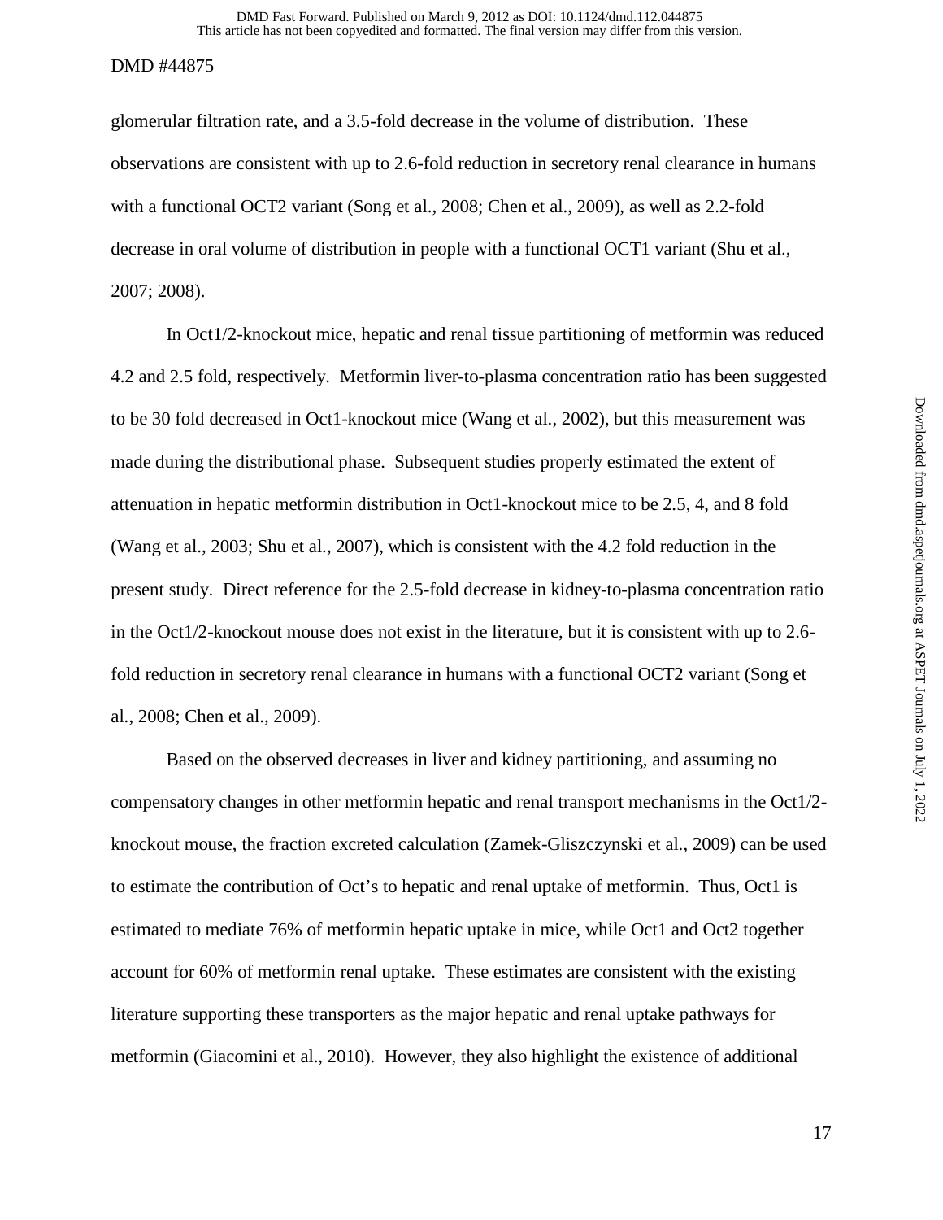glomerular filtration rate, and a 3.5-fold decrease in the volume of distribution. These observations are consistent with up to 2.6-fold reduction in secretory renal clearance in humans with a functional OCT2 variant (Song et al., 2008; Chen et al., 2009), as well as 2.2-fold decrease in oral volume of distribution in people with a functional OCT1 variant (Shu et al., 2007; 2008).

In Oct1/2-knockout mice, hepatic and renal tissue partitioning of metformin was reduced 4.2 and 2.5 fold, respectively. Metformin liver-to-plasma concentration ratio has been suggested to be 30 fold decreased in Oct1-knockout mice (Wang et al., 2002), but this measurement was made during the distributional phase. Subsequent studies properly estimated the extent of attenuation in hepatic metformin distribution in Oct1-knockout mice to be 2.5, 4, and 8 fold (Wang et al., 2003; Shu et al., 2007), which is consistent with the 4.2 fold reduction in the present study. Direct reference for the 2.5-fold decrease in kidney-to-plasma concentration ratio in the Oct1/2-knockout mouse does not exist in the literature, but it is consistent with up to 2.6-fold reduction in secretory renal clearance in humans with a functional OCT2 variant (Song et al., 2008; Chen et al., 2009).

Based on the observed decreases in liver and kidney partitioning, and assuming no compensatory changes in other metformin hepatic and renal transport mechanisms in the Oct1/2-knockout mouse, the fraction excreted calculation (Zamek-Gliszczynski et al., 2009) can be used to estimate the contribution of Oct's to hepatic and renal uptake of metformin. Thus, Oct1 is estimated to mediate 76% of metformin hepatic uptake in mice, while Oct1 and Oct2 together account for 60% of metformin renal uptake. These estimates are consistent with the existing literature supporting these transporters as the major hepatic and renal uptake pathways for metformin (Giacomini et al., 2010). However, they also highlight the existence of additional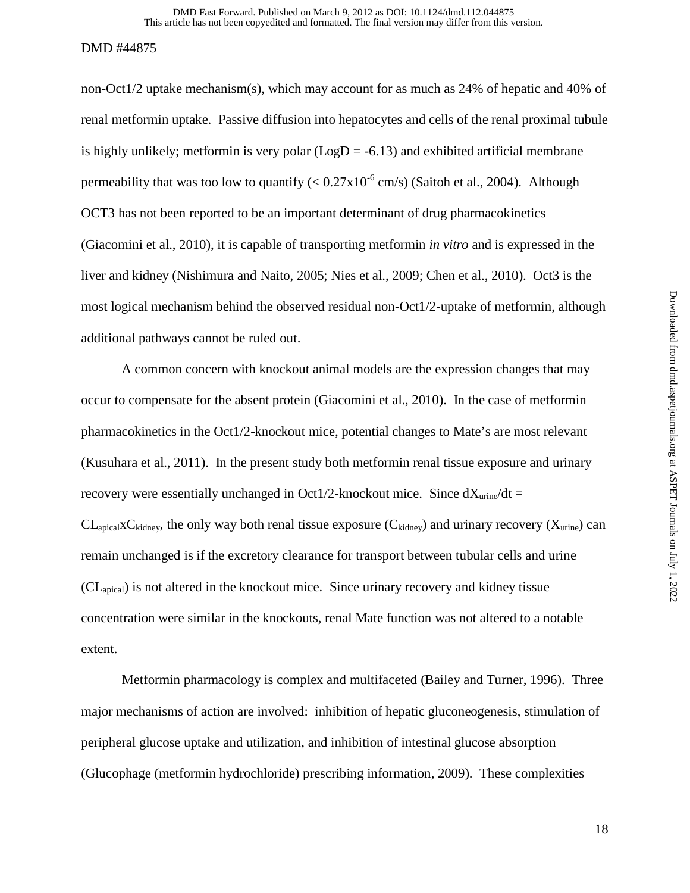non-Oct1/2 uptake mechanism(s), which may account for as much as 24% of hepatic and 40% of renal metformin uptake. Passive diffusion into hepatocytes and cells of the renal proximal tubule is highly unlikely; metformin is very polar (LogD = -6.13) and exhibited artificial membrane permeability that was too low to quantify ($< 0.27 \times 10^{-6}$ cm/s) (Saitoh et al., 2004). Although OCT3 has not been reported to be an important determinant of drug pharmacokinetics (Giacomini et al., 2010), it is capable of transporting metformin *in vitro* and is expressed in the liver and kidney (Nishimura and Naito, 2005; Nies et al., 2009; Chen et al., 2010). Oct3 is the most logical mechanism behind the observed residual non-Oct1/2-uptake of metformin, although additional pathways cannot be ruled out.

A common concern with knockout animal models are the expression changes that may occur to compensate for the absent protein (Giacomini et al., 2010). In the case of metformin pharmacokinetics in the Oct1/2-knockout mice, potential changes to Mate's are most relevant (Kusuhara et al., 2011). In the present study both metformin renal tissue exposure and urinary recovery were essentially unchanged in Oct1/2-knockout mice. Since $dX_{urine}/dt = CL_{apical} x C_{kidney}$, the only way both renal tissue exposure ($C_{kidney}$) and urinary recovery ($X_{urine}$) can remain unchanged is if the excretory clearance for transport between tubular cells and urine ($CL_{apical}$) is not altered in the knockout mice. Since urinary recovery and kidney tissue concentration were similar in the knockouts, renal Mate function was not altered to a notable extent.

Metformin pharmacology is complex and multifaceted (Bailey and Turner, 1996). Three major mechanisms of action are involved: inhibition of hepatic gluconeogenesis, stimulation of peripheral glucose uptake and utilization, and inhibition of intestinal glucose absorption (Glucophage (metformin hydrochloride) prescribing information, 2009). These complexities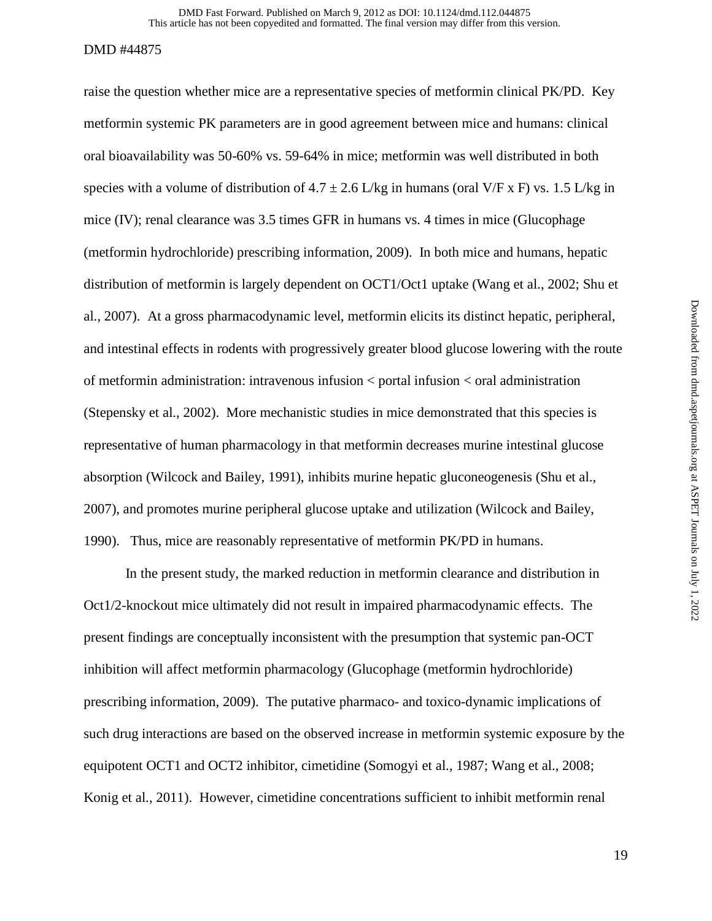raise the question whether mice are a representative species of metformin clinical PK/PD. Key metformin systemic PK parameters are in good agreement between mice and humans: clinical oral bioavailability was 50-60% vs. 59-64% in mice; metformin was well distributed in both species with a volume of distribution of 4.7 ± 2.6 L/kg in humans (oral V/F x F) vs. 1.5 L/kg in mice (IV); renal clearance was 3.5 times GFR in humans vs. 4 times in mice (Glucophage (metformin hydrochloride) prescribing information, 2009). In both mice and humans, hepatic distribution of metformin is largely dependent on OCT1/Oct1 uptake (Wang et al., 2002; Shu et al., 2007). At a gross pharmacodynamic level, metformin elicits its distinct hepatic, peripheral, and intestinal effects in rodents with progressively greater blood glucose lowering with the route of metformin administration: intravenous infusion < portal infusion < oral administration (Stepensky et al., 2002). More mechanistic studies in mice demonstrated that this species is representative of human pharmacology in that metformin decreases murine intestinal glucose absorption (Wilcock and Bailey, 1991), inhibits murine hepatic gluconeogenesis (Shu et al., 2007), and promotes murine peripheral glucose uptake and utilization (Wilcock and Bailey, 1990). Thus, mice are reasonably representative of metformin PK/PD in humans.

In the present study, the marked reduction in metformin clearance and distribution in Oct1/2-knockout mice ultimately did not result in impaired pharmacodynamic effects. The present findings are conceptually inconsistent with the presumption that systemic pan-OCT inhibition will affect metformin pharmacology (Glucophage (metformin hydrochloride) prescribing information, 2009). The putative pharmaco- and toxico-dynamic implications of such drug interactions are based on the observed increase in metformin systemic exposure by the equipotent OCT1 and OCT2 inhibitor, cimetidine (Somogyi et al., 1987; Wang et al., 2008; Konig et al., 2011). However, cimetidine concentrations sufficient to inhibit metformin renal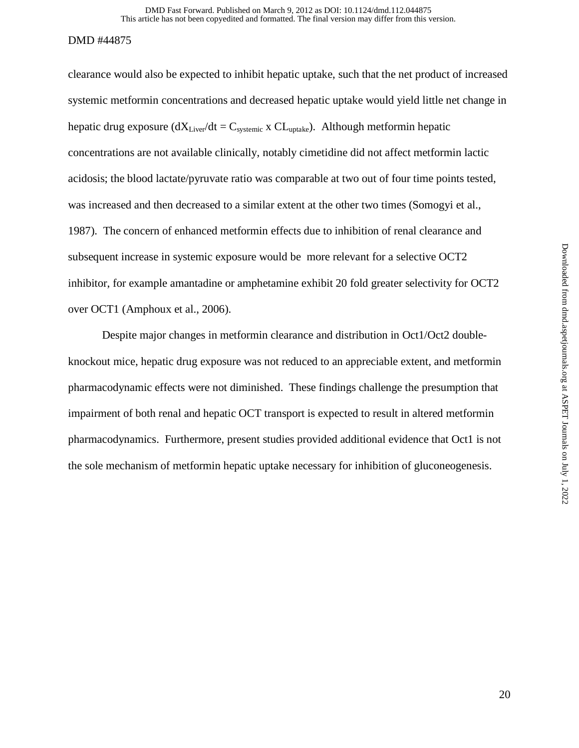clearance would also be expected to inhibit hepatic uptake, such that the net product of increased systemic metformin concentrations and decreased hepatic uptake would yield little net change in hepatic drug exposure ($dX_{Liver}/dt = C_{systemic} \times CL_{uptake}$). Although metformin hepatic concentrations are not available clinically, notably cimetidine did not affect metformin lactic acidosis; the blood lactate/pyruvate ratio was comparable at two out of four time points tested, was increased and then decreased to a similar extent at the other two times (Somogyi et al., 1987). The concern of enhanced metformin effects due to inhibition of renal clearance and subsequent increase in systemic exposure would be more relevant for a selective OCT2 inhibitor, for example amantadine or amphetamine exhibit 20 fold greater selectivity for OCT2 over OCT1 (Amphoux et al., 2006).

Despite major changes in metformin clearance and distribution in Oct1/Oct2 double-knockout mice, hepatic drug exposure was not reduced to an appreciable extent, and metformin pharmacodynamic effects were not diminished. These findings challenge the presumption that impairment of both renal and hepatic OCT transport is expected to result in altered metformin pharmacodynamics. Furthermore, present studies provided additional evidence that Oct1 is not the sole mechanism of metformin hepatic uptake necessary for inhibition of gluconeogenesis.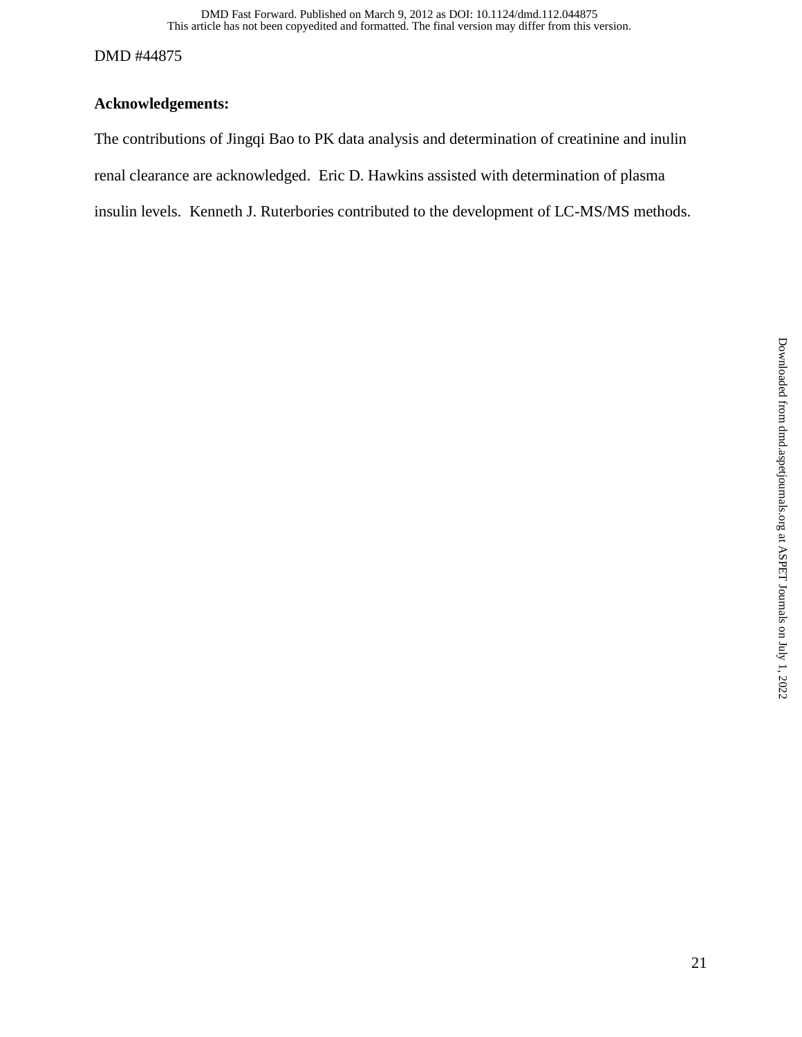**Acknowledgements:**

The contributions of Jingqi Bao to PK data analysis and determination of creatinine and inulin renal clearance are acknowledged. Eric D. Hawkins assisted with determination of plasma insulin levels. Kenneth J. Ruterbories contributed to the development of LC-MS/MS methods.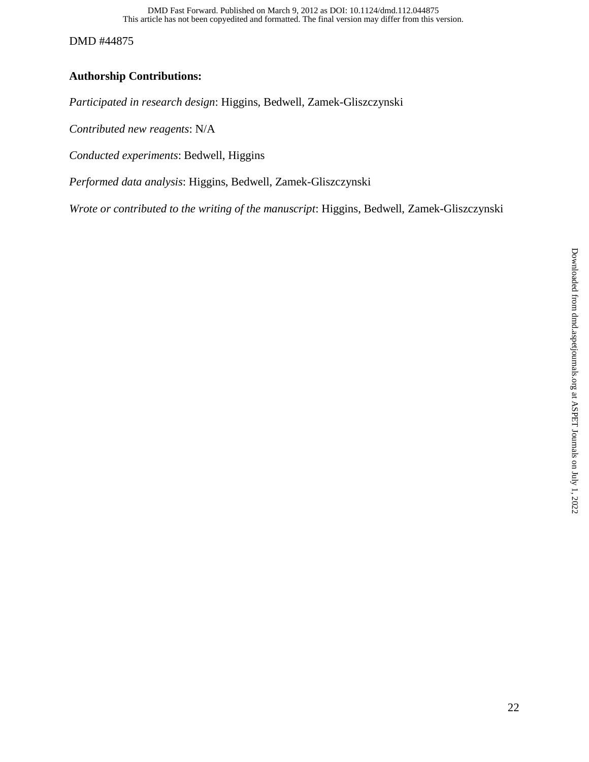**Authorship Contributions:**

*Participated in research design*: Higgins, Bedwell, Zamek-Gliszczynski

*Contributed new reagents*: N/A

*Conducted experiments*: Bedwell, Higgins

*Performed data analysis*: Higgins, Bedwell, Zamek-Gliszczynski

*Wrote or contributed to the writing of the manuscript*: Higgins, Bedwell, Zamek-Gliszczynski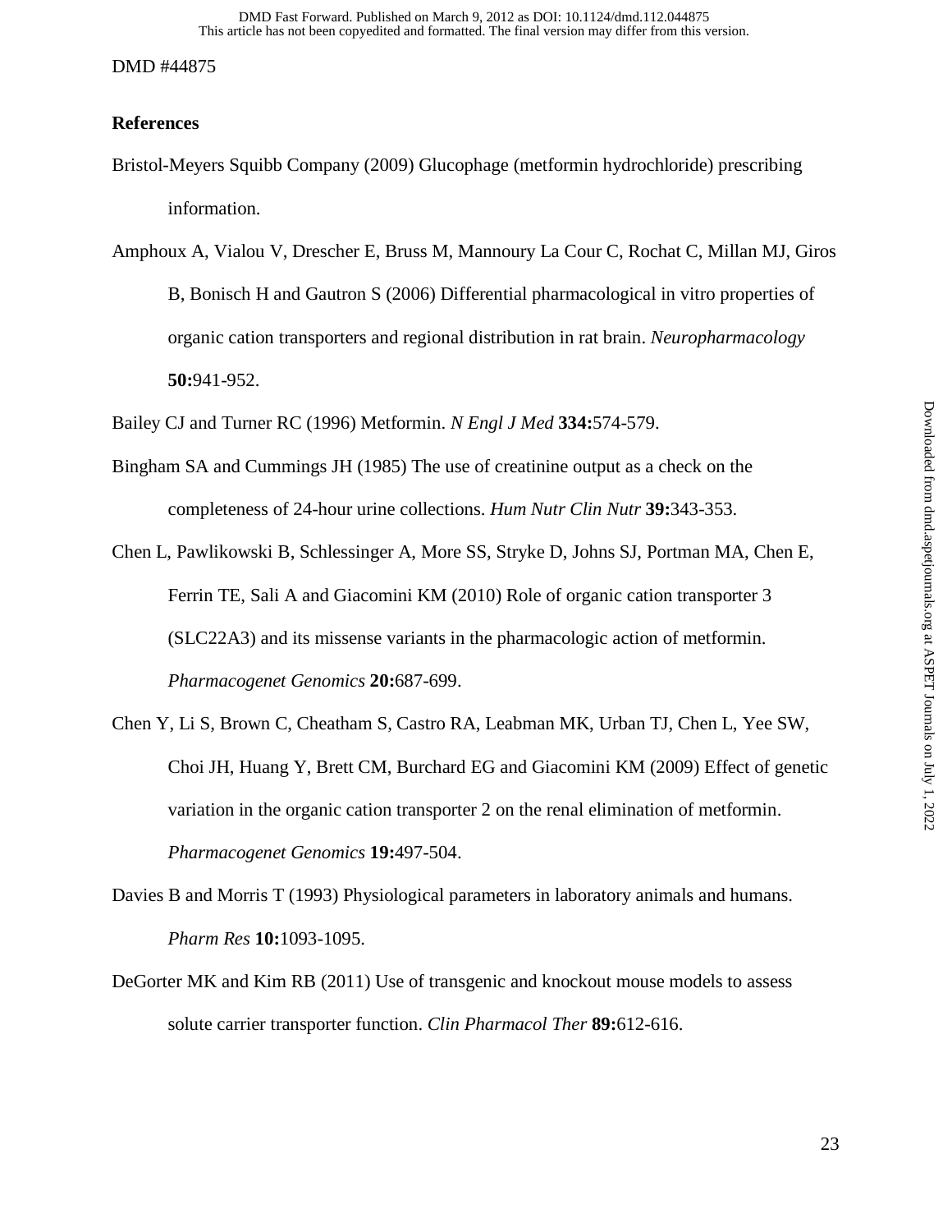## References

Bristol-Meyers Squibb Company (2009) Glucophage (metformin hydrochloride) prescribing information.

Amphoux A, Vialou V, Drescher E, Bruss M, Mannoury La Cour C, Rochat C, Millan MJ, Giros B, Bonisch H and Gautron S (2006) Differential pharmacological in vitro properties of organic cation transporters and regional distribution in rat brain. *Neuropharmacology* **50:**941-952.

Bailey CJ and Turner RC (1996) Metformin. *N Engl J Med* **334:**574-579.

Bingham SA and Cummings JH (1985) The use of creatinine output as a check on the completeness of 24-hour urine collections. *Hum Nutr Clin Nutr* **39:**343-353.

Chen L, Pawlikowski B, Schlessinger A, More SS, Stryke D, Johns SJ, Portman MA, Chen E, Ferrin TE, Sali A and Giacomini KM (2010) Role of organic cation transporter 3 (SLC22A3) and its missense variants in the pharmacologic action of metformin. *Pharmacogenet Genomics* **20:**687-699.

Chen Y, Li S, Brown C, Cheatham S, Castro RA, Leabman MK, Urban TJ, Chen L, Yee SW, Choi JH, Huang Y, Brett CM, Burchard EG and Giacomini KM (2009) Effect of genetic variation in the organic cation transporter 2 on the renal elimination of metformin. *Pharmacogenet Genomics* **19:**497-504.

Davies B and Morris T (1993) Physiological parameters in laboratory animals and humans. *Pharm Res* **10:**1093-1095.

DeGorter MK and Kim RB (2011) Use of transgenic and knockout mouse models to assess solute carrier transporter function. *Clin Pharmacol Ther* **89:**612-616.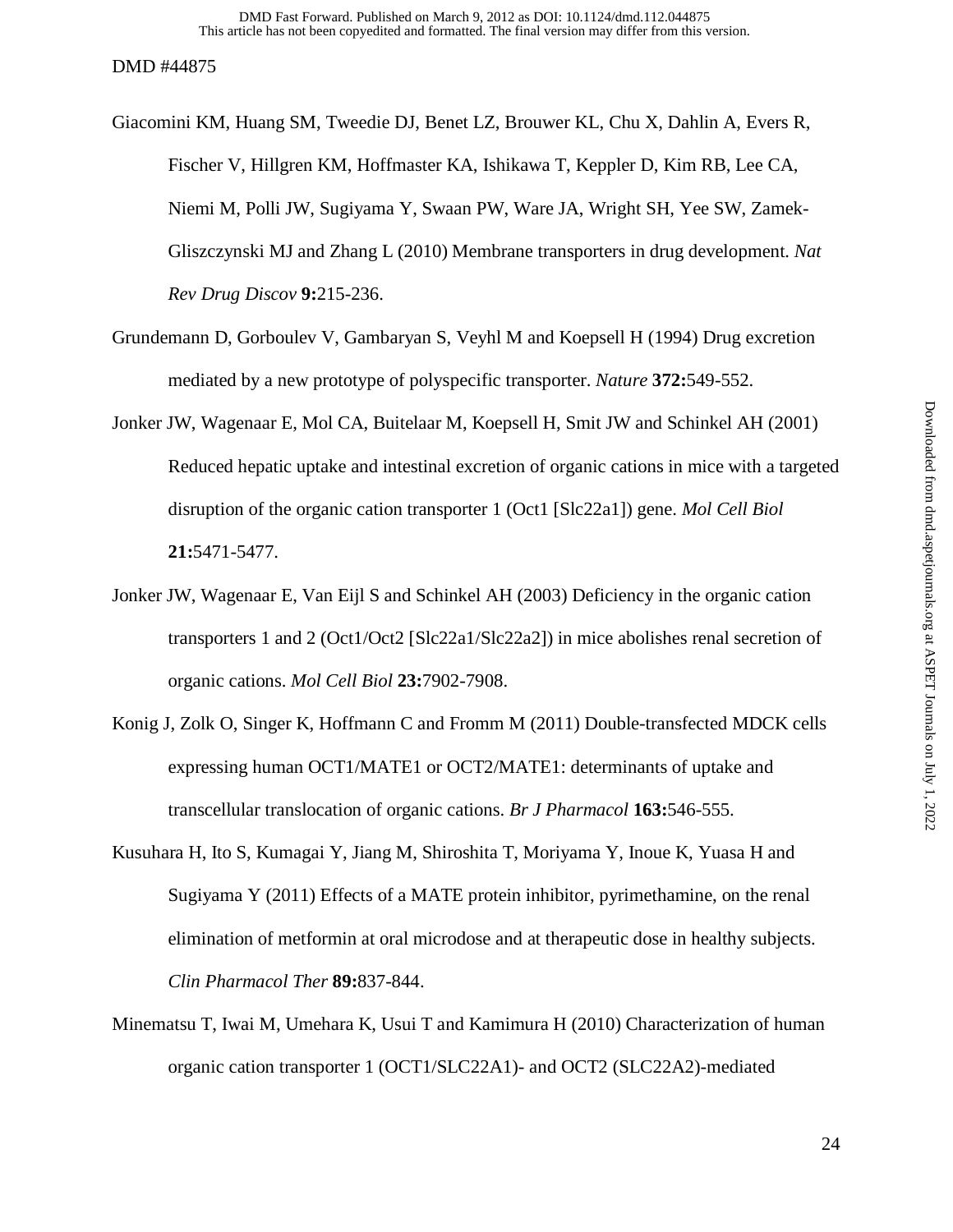Giacomini KM, Huang SM, Tweedie DJ, Benet LZ, Brouwer KL, Chu X, Dahlin A, Evers R, Fischer V, Hillgren KM, Hoffmaster KA, Ishikawa T, Keppler D, Kim RB, Lee CA, Niemi M, Polli JW, Sugiyama Y, Swaan PW, Ware JA, Wright SH, Yee SW, Zamek-Gliszczynski MJ and Zhang L (2010) Membrane transporters in drug development. *Nat Rev Drug Discov* **9:**215-236.

Grundemann D, Gorboulev V, Gambaryan S, Veyhl M and Koepsell H (1994) Drug excretion mediated by a new prototype of polyspecific transporter. *Nature* **372:**549-552.

Jonker JW, Wagenaar E, Mol CA, Buitelaar M, Koepsell H, Smit JW and Schinkel AH (2001) Reduced hepatic uptake and intestinal excretion of organic cations in mice with a targeted disruption of the organic cation transporter 1 (Oct1 [Slc22a1]) gene. *Mol Cell Biol* **21:**5471-5477.

Jonker JW, Wagenaar E, Van Eijl S and Schinkel AH (2003) Deficiency in the organic cation transporters 1 and 2 (Oct1/Oct2 [Slc22a1/Slc22a2]) in mice abolishes renal secretion of organic cations. *Mol Cell Biol* **23:**7902-7908.

Konig J, Zolk O, Singer K, Hoffmann C and Fromm M (2011) Double-transfected MDCK cells expressing human OCT1/MATE1 or OCT2/MATE1: determinants of uptake and transcellular translocation of organic cations. *Br J Pharmacol* **163:**546-555.

Kusuhara H, Ito S, Kumagai Y, Jiang M, Shiroshita T, Moriyama Y, Inoue K, Yuasa H and Sugiyama Y (2011) Effects of a MATE protein inhibitor, pyrimethamine, on the renal elimination of metformin at oral microdose and at therapeutic dose in healthy subjects. *Clin Pharmacol Ther* **89:**837-844.

Minematsu T, Iwai M, Umehara K, Usui T and Kamimura H (2010) Characterization of human organic cation transporter 1 (OCT1/SLC22A1)- and OCT2 (SLC22A2)-mediated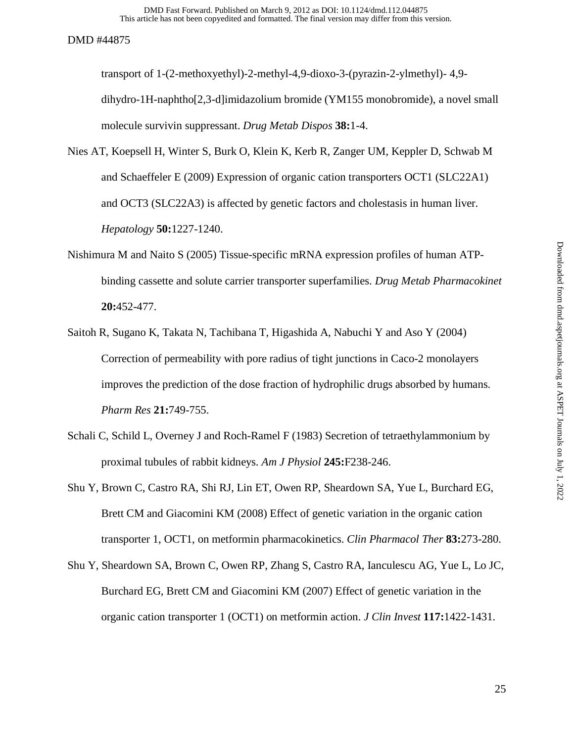transport of 1-(2-methoxyethyl)-2-methyl-4,9-dioxo-3-(pyrazin-2-ylmethyl)- 4,9-dihydro-1H-naphtho[2,3-d]imidazolium bromide (YM155 monobromide), a novel small molecule survivin suppressant. *Drug Metab Dispos* **38:**1-4.

Nies AT, Koepsell H, Winter S, Burk O, Klein K, Kerb R, Zanger UM, Keppler D, Schwab M and Schaeffeler E (2009) Expression of organic cation transporters OCT1 (SLC22A1) and OCT3 (SLC22A3) is affected by genetic factors and cholestasis in human liver. *Hepatology* **50:**1227-1240.

Nishimura M and Naito S (2005) Tissue-specific mRNA expression profiles of human ATP-binding cassette and solute carrier transporter superfamilies. *Drug Metab Pharmacokinet* **20:**452-477.

Saitoh R, Sugano K, Takata N, Tachibana T, Higashida A, Nabuchi Y and Aso Y (2004) Correction of permeability with pore radius of tight junctions in Caco-2 monolayers improves the prediction of the dose fraction of hydrophilic drugs absorbed by humans. *Pharm Res* **21:**749-755.

Schali C, Schild L, Overney J and Roch-Ramel F (1983) Secretion of tetraethylammonium by proximal tubules of rabbit kidneys. *Am J Physiol* **245:**F238-246.

Shu Y, Brown C, Castro RA, Shi RJ, Lin ET, Owen RP, Sheardown SA, Yue L, Burchard EG, Brett CM and Giacomini KM (2008) Effect of genetic variation in the organic cation transporter 1, OCT1, on metformin pharmacokinetics. *Clin Pharmacol Ther* **83:**273-280.

Shu Y, Sheardown SA, Brown C, Owen RP, Zhang S, Castro RA, Ianculescu AG, Yue L, Lo JC, Burchard EG, Brett CM and Giacomini KM (2007) Effect of genetic variation in the organic cation transporter 1 (OCT1) on metformin action. *J Clin Invest* **117:**1422-1431.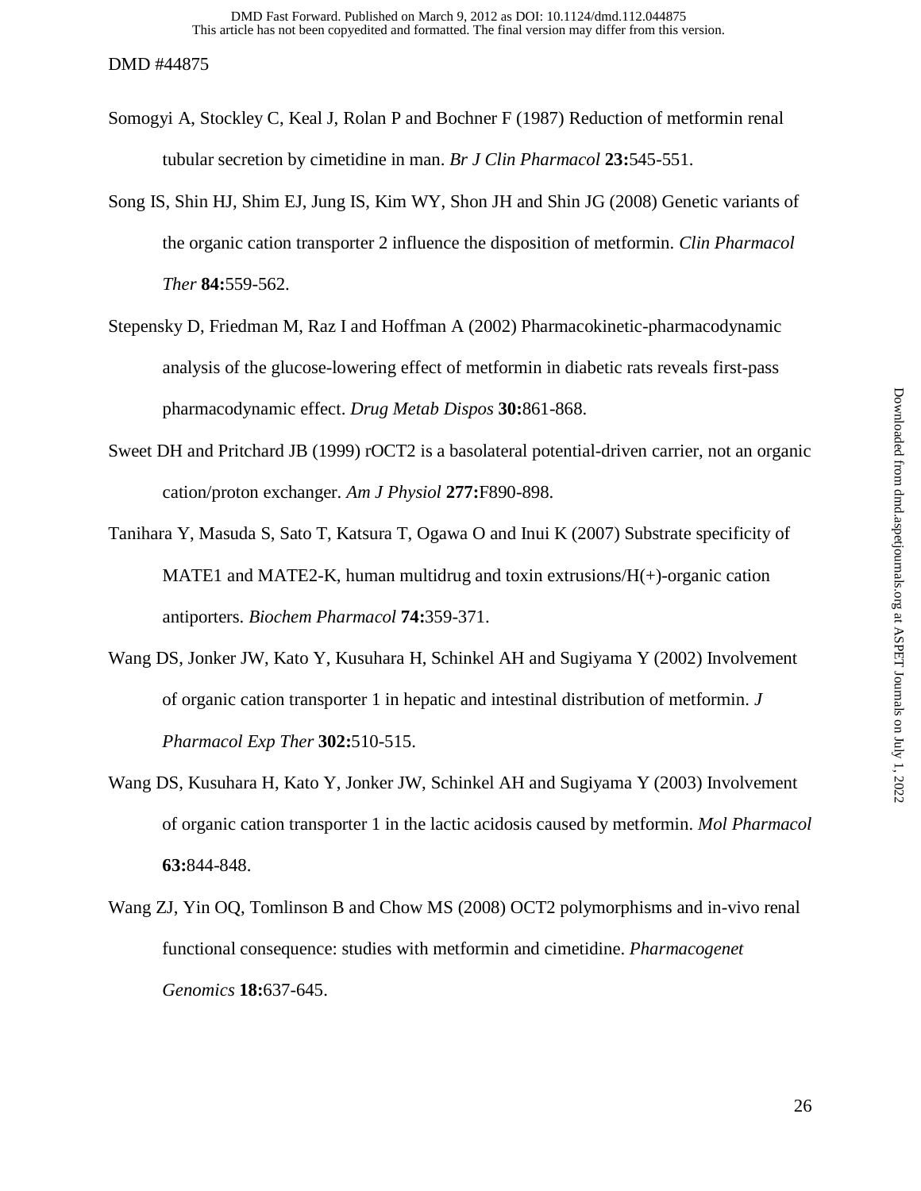Somogyi A, Stockley C, Keal J, Rolan P and Bochner F (1987) Reduction of metformin renal tubular secretion by cimetidine in man. *Br J Clin Pharmacol* **23:**545-551.

Song IS, Shin HJ, Shim EJ, Jung IS, Kim WY, Shon JH and Shin JG (2008) Genetic variants of the organic cation transporter 2 influence the disposition of metformin. *Clin Pharmacol Ther* **84:**559-562.

Stepensky D, Friedman M, Raz I and Hoffman A (2002) Pharmacokinetic-pharmacodynamic analysis of the glucose-lowering effect of metformin in diabetic rats reveals first-pass pharmacodynamic effect. *Drug Metab Dispos* **30:**861-868.

Sweet DH and Pritchard JB (1999) rOCT2 is a basolateral potential-driven carrier, not an organic cation/proton exchanger. *Am J Physiol* **277:**F890-898.

Tanihara Y, Masuda S, Sato T, Katsura T, Ogawa O and Inui K (2007) Substrate specificity of MATE1 and MATE2-K, human multidrug and toxin extrusions/H(+)-organic cation antiporters. *Biochem Pharmacol* **74:**359-371.

Wang DS, Jonker JW, Kato Y, Kusuhara H, Schinkel AH and Sugiyama Y (2002) Involvement of organic cation transporter 1 in hepatic and intestinal distribution of metformin. *J Pharmacol Exp Ther* **302:**510-515.

Wang DS, Kusuhara H, Kato Y, Jonker JW, Schinkel AH and Sugiyama Y (2003) Involvement of organic cation transporter 1 in the lactic acidosis caused by metformin. *Mol Pharmacol* **63:**844-848.

Wang ZJ, Yin OQ, Tomlinson B and Chow MS (2008) OCT2 polymorphisms and in-vivo renal functional consequence: studies with metformin and cimetidine. *Pharmacogenet Genomics* **18:**637-645.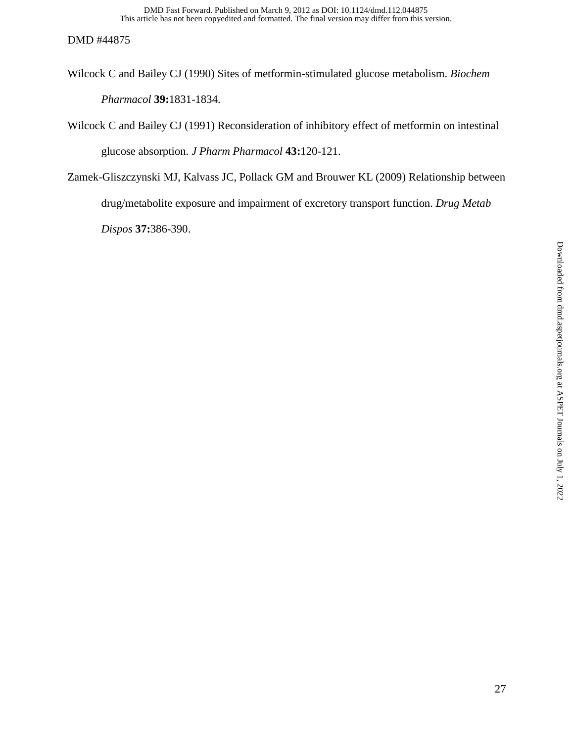Wilcock C and Bailey CJ (1990) Sites of metformin-stimulated glucose metabolism. *Biochem Pharmacol* **39:**1831-1834.

Wilcock C and Bailey CJ (1991) Reconsideration of inhibitory effect of metformin on intestinal glucose absorption. *J Pharm Pharmacol* **43:**120-121.

Zamek-Gliszczynski MJ, Kalvass JC, Pollack GM and Brouwer KL (2009) Relationship between drug/metabolite exposure and impairment of excretory transport function. *Drug Metab Dispos* **37:**386-390.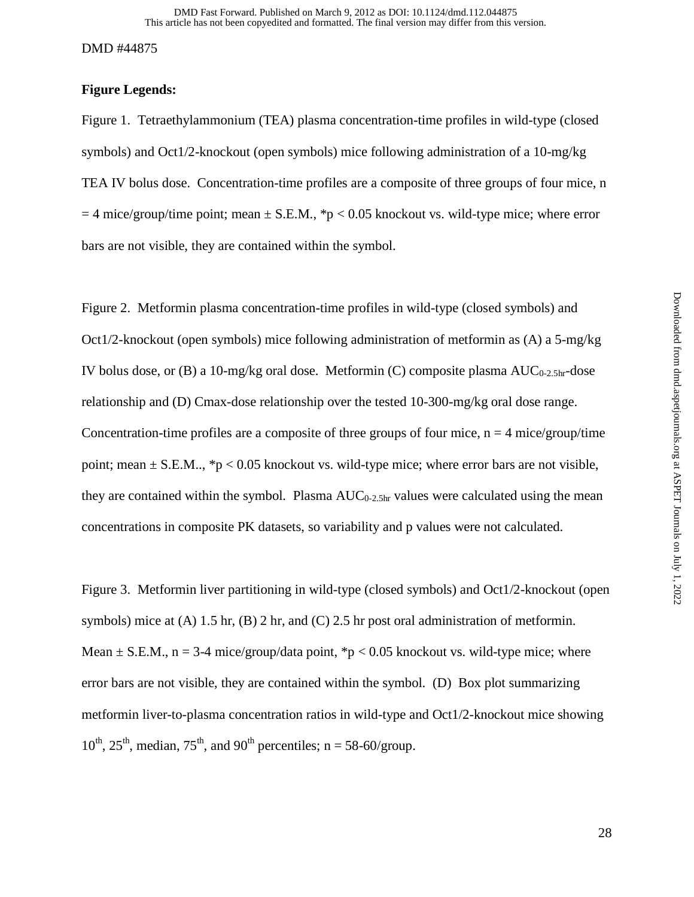**Figure Legends:**

Figure 1. Tetraethylammonium (TEA) plasma concentration-time profiles in wild-type (closed symbols) and Oct1/2-knockout (open symbols) mice following administration of a 10-mg/kg TEA IV bolus dose. Concentration-time profiles are a composite of three groups of four mice, n = 4 mice/group/time point; mean ± S.E.M., *$p < 0.05$ knockout vs. wild-type mice; where error bars are not visible, they are contained within the symbol.

Figure 2. Metformin plasma concentration-time profiles in wild-type (closed symbols) and Oct1/2-knockout (open symbols) mice following administration of metformin as (A) a 5-mg/kg IV bolus dose, or (B) a 10-mg/kg oral dose. Metformin (C) composite plasma $AUC_{0\text{-}2.5hr}$-dose relationship and (D) Cmax-dose relationship over the tested 10-300-mg/kg oral dose range. Concentration-time profiles are a composite of three groups of four mice, n = 4 mice/group/time point; mean ± S.E.M.., *$p < 0.05$ knockout vs. wild-type mice; where error bars are not visible, they are contained within the symbol. Plasma $AUC_{0\text{-}2.5hr}$ values were calculated using the mean concentrations in composite PK datasets, so variability and p values were not calculated.

Figure 3. Metformin liver partitioning in wild-type (closed symbols) and Oct1/2-knockout (open symbols) mice at (A) 1.5 hr, (B) 2 hr, and (C) 2.5 hr post oral administration of metformin. Mean ± S.E.M., n = 3-4 mice/group/data point, *$p < 0.05$ knockout vs. wild-type mice; where error bars are not visible, they are contained within the symbol. (D) Box plot summarizing metformin liver-to-plasma concentration ratios in wild-type and Oct1/2-knockout mice showing $10^{th}$, $25^{th}$, median, $75^{th}$, and $90^{th}$ percentiles; n = 58-60/group.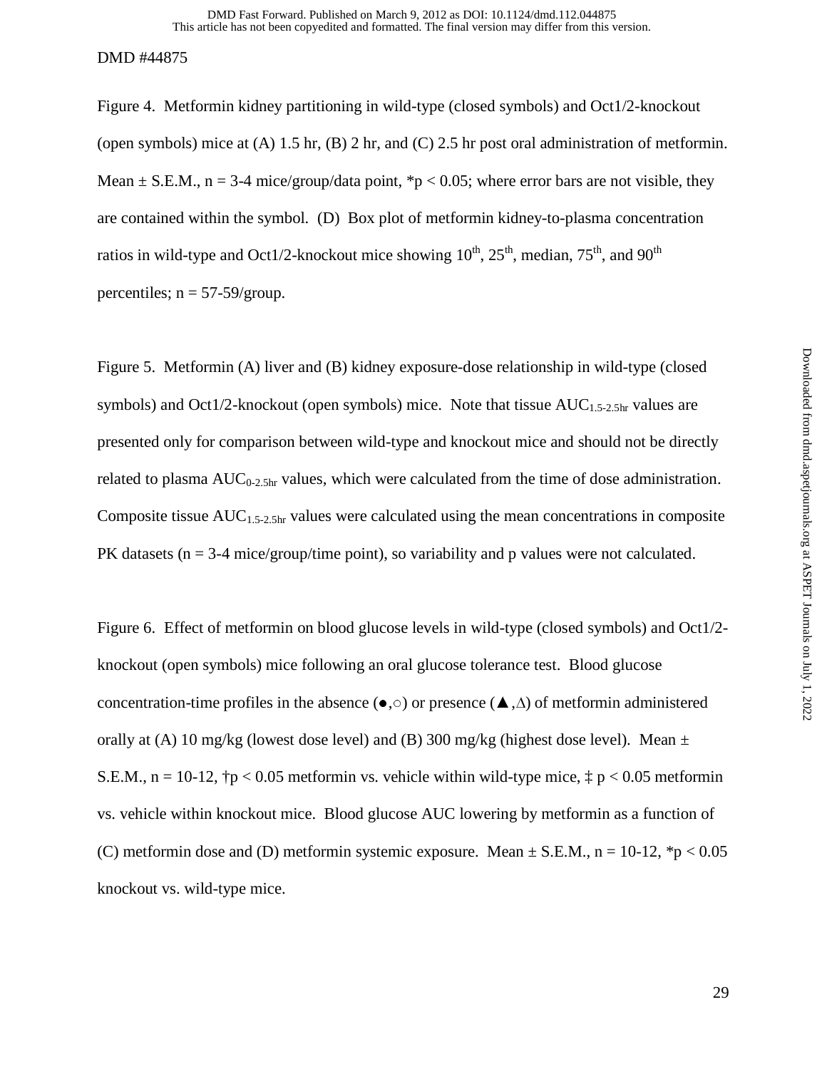Figure 4. Metformin kidney partitioning in wild-type (closed symbols) and Oct1/2-knockout (open symbols) mice at (A) 1.5 hr, (B) 2 hr, and (C) 2.5 hr post oral administration of metformin. Mean ± S.E.M., n = 3-4 mice/group/data point, $*p < 0.05$; where error bars are not visible, they are contained within the symbol. (D) Box plot of metformin kidney-to-plasma concentration ratios in wild-type and Oct1/2-knockout mice showing $10^{th}$, $25^{th}$, median, $75^{th}$, and $90^{th}$ percentiles; n = 57-59/group.

Figure 5. Metformin (A) liver and (B) kidney exposure-dose relationship in wild-type (closed symbols) and Oct1/2-knockout (open symbols) mice. Note that tissue $AUC_{1.5\text{-}2.5hr}$ values are presented only for comparison between wild-type and knockout mice and should not be directly related to plasma $AUC_{0\text{-}2.5hr}$ values, which were calculated from the time of dose administration. Composite tissue $AUC_{1.5\text{-}2.5hr}$ values were calculated using the mean concentrations in composite PK datasets (n = 3-4 mice/group/time point), so variability and p values were not calculated.

Figure 6. Effect of metformin on blood glucose levels in wild-type (closed symbols) and Oct1/2-knockout (open symbols) mice following an oral glucose tolerance test. Blood glucose concentration-time profiles in the absence (●,○) or presence (▲,Δ) of metformin administered orally at (A) 10 mg/kg (lowest dose level) and (B) 300 mg/kg (highest dose level). Mean ± S.E.M., n = 10-12, †$p < 0.05$ metformin vs. vehicle within wild-type mice, ‡ $p < 0.05$ metformin vs. vehicle within knockout mice. Blood glucose AUC lowering by metformin as a function of (C) metformin dose and (D) metformin systemic exposure. Mean ± S.E.M., n = 10-12, $*p < 0.05$ knockout vs. wild-type mice.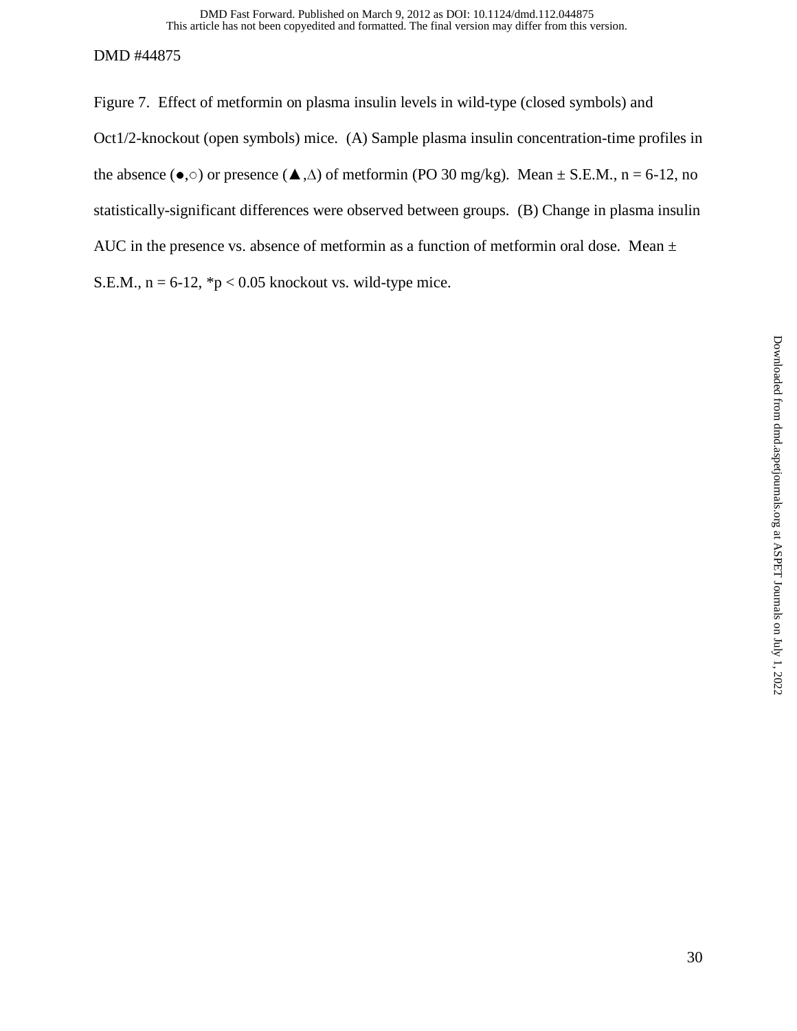Figure 7. Effect of metformin on plasma insulin levels in wild-type (closed symbols) and Oct1/2-knockout (open symbols) mice. (A) Sample plasma insulin concentration-time profiles in the absence (●,○) or presence (▲,∆) of metformin (PO 30 mg/kg). Mean ± S.E.M., n = 6-12, no statistically-significant differences were observed between groups. (B) Change in plasma insulin AUC in the presence vs. absence of metformin as a function of metformin oral dose. Mean ± S.E.M., n = 6-12, *$p < 0.05$ knockout vs. wild-type mice.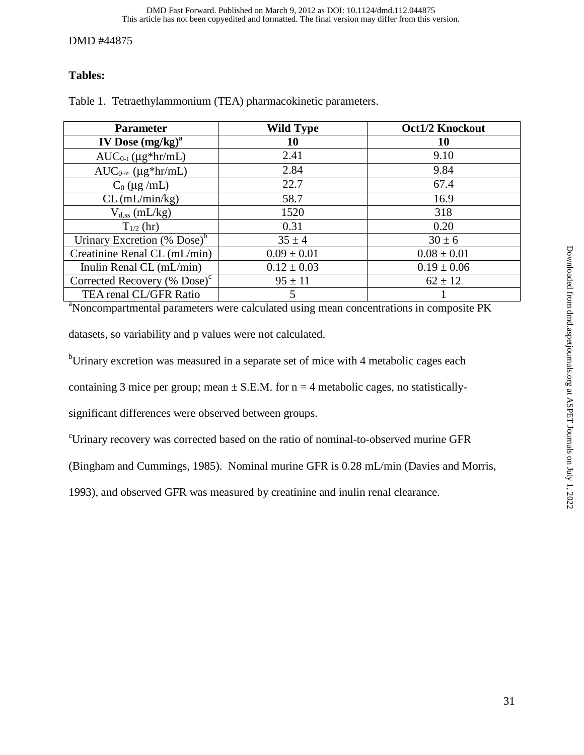DMD #44875

**Tables:**

Table 1. Tetraethylammonium (TEA) pharmacokinetic parameters.

| Parameter | Wild Type | Oct1/2 Knockout |
|---|---|---|
| **IV Dose (mg/kg)[a]** | **10** | **10** |
| $AUC_{0-t}$ (μg*hr/mL) | 2.41 | 9.10 |
| $AUC_{0-\infty}$ (μg*hr/mL) | 2.84 | 9.84 |
| $C_0$ (μg /mL) | 22.7 | 67.4 |
| CL (mL/min/kg) | 58.7 | 16.9 |
| $V_{d,ss}$ (mL/kg) | 1520 | 318 |
| $T_{1/2}$ (hr) | 0.31 | 0.20 |
| Urinary Excretion (% Dose)[b] | 35 ± 4 | 30 ± 6 |
| Creatinine Renal CL (mL/min) | 0.09 ± 0.01 | 0.08 ± 0.01 |
| Inulin Renal CL (mL/min) | 0.12 ± 0.03 | 0.19 ± 0.06 |
| Corrected Recovery (% Dose)[c] | 95 ± 11 | 62 ± 12 |
| TEA renal CL/GFR Ratio | 5 | 1 |

[a]Noncompartmental parameters were calculated using mean concentrations in composite PK datasets, so variability and p values were not calculated.

[b]Urinary excretion was measured in a separate set of mice with 4 metabolic cages each containing 3 mice per group; mean ± S.E.M. for n = 4 metabolic cages, no statistically-significant differences were observed between groups.

[c]Urinary recovery was corrected based on the ratio of nominal-to-observed murine GFR (Bingham and Cummings, 1985). Nominal murine GFR is 0.28 mL/min (Davies and Morris, 1993), and observed GFR was measured by creatinine and inulin renal clearance.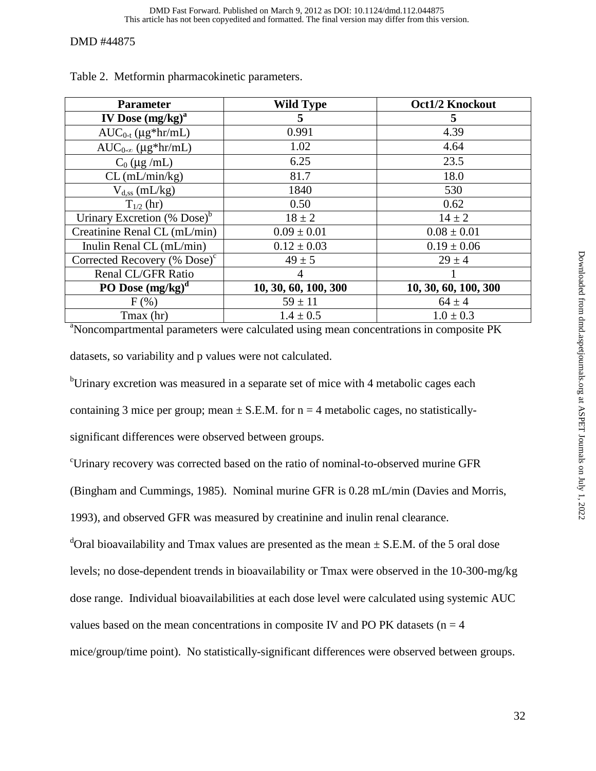Table 2. Metformin pharmacokinetic parameters.

| Parameter | Wild Type | Oct1/2 Knockout |
|---|---|---|
| **IV Dose (mg/kg)[a]** | **5** | **5** |
| $AUC_{0-t}$ (μg*hr/mL) | 0.991 | 4.39 |
| $AUC_{0-\infty}$ (μg*hr/mL) | 1.02 | 4.64 |
| $C_0$ (μg /mL) | 6.25 | 23.5 |
| CL (mL/min/kg) | 81.7 | 18.0 |
| $V_{d,ss}$ (mL/kg) | 1840 | 530 |
| $T_{1/2}$ (hr) | 0.50 | 0.62 |
| Urinary Excretion (% Dose)[b] | 18 ± 2 | 14 ± 2 |
| Creatinine Renal CL (mL/min) | 0.09 ± 0.01 | 0.08 ± 0.01 |
| Inulin Renal CL (mL/min) | 0.12 ± 0.03 | 0.19 ± 0.06 |
| Corrected Recovery (% Dose)[c] | 49 ± 5 | 29 ± 4 |
| Renal CL/GFR Ratio | 4 | 1 |
| **PO Dose (mg/kg)[d]** | **10, 30, 60, 100, 300** | **10, 30, 60, 100, 300** |
| F (%) | 59 ± 11 | 64 ± 4 |
| Tmax (hr) | 1.4 ± 0.5 | 1.0 ± 0.3 |

[a]Noncompartmental parameters were calculated using mean concentrations in composite PK datasets, so variability and p values were not calculated.

[b]Urinary excretion was measured in a separate set of mice with 4 metabolic cages each containing 3 mice per group; mean ± S.E.M. for n = 4 metabolic cages, no statistically-significant differences were observed between groups.

[c]Urinary recovery was corrected based on the ratio of nominal-to-observed murine GFR (Bingham and Cummings, 1985). Nominal murine GFR is 0.28 mL/min (Davies and Morris, 1993), and observed GFR was measured by creatinine and inulin renal clearance.

[d]Oral bioavailability and Tmax values are presented as the mean ± S.E.M. of the 5 oral dose levels; no dose-dependent trends in bioavailability or Tmax were observed in the 10-300-mg/kg dose range. Individual bioavailabilities at each dose level were calculated using systemic AUC values based on the mean concentrations in composite IV and PO PK datasets (n = 4 mice/group/time point). No statistically-significant differences were observed between groups.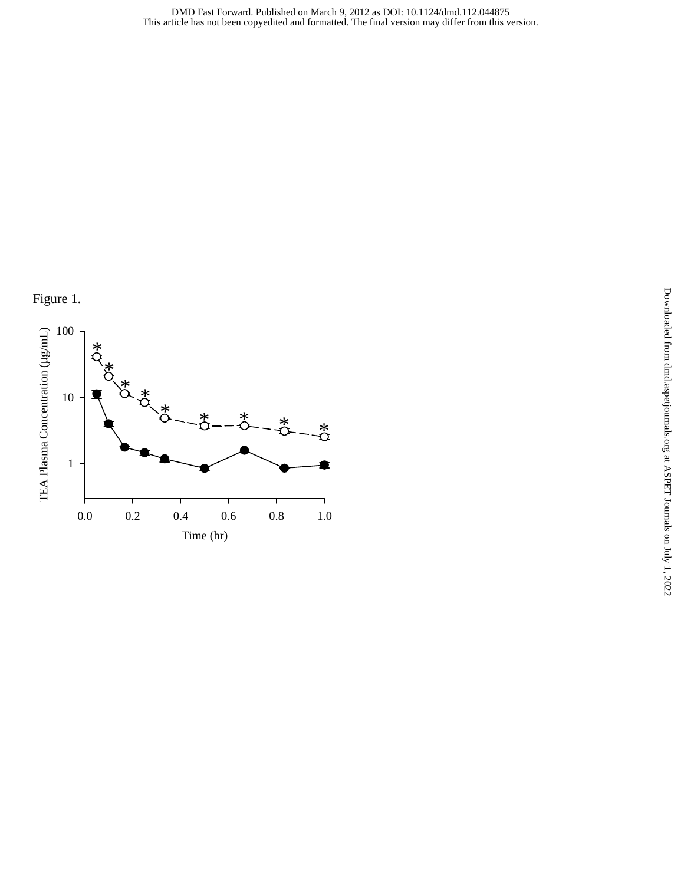Figure 1.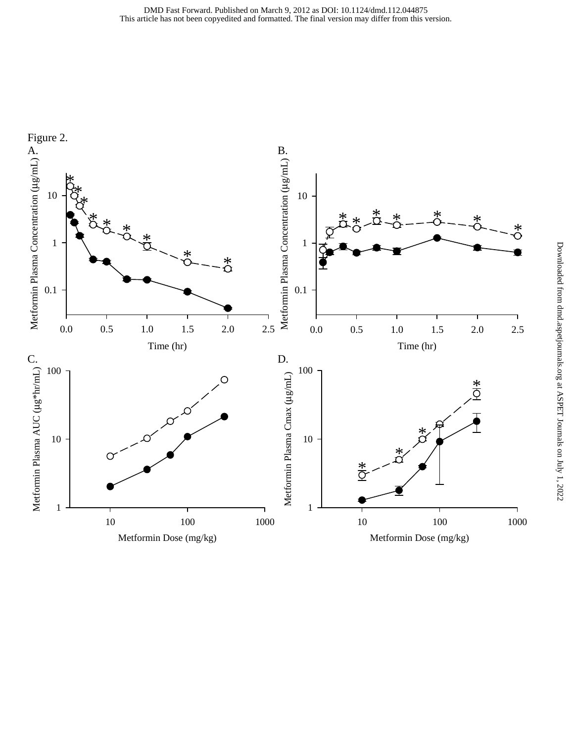Figure 2.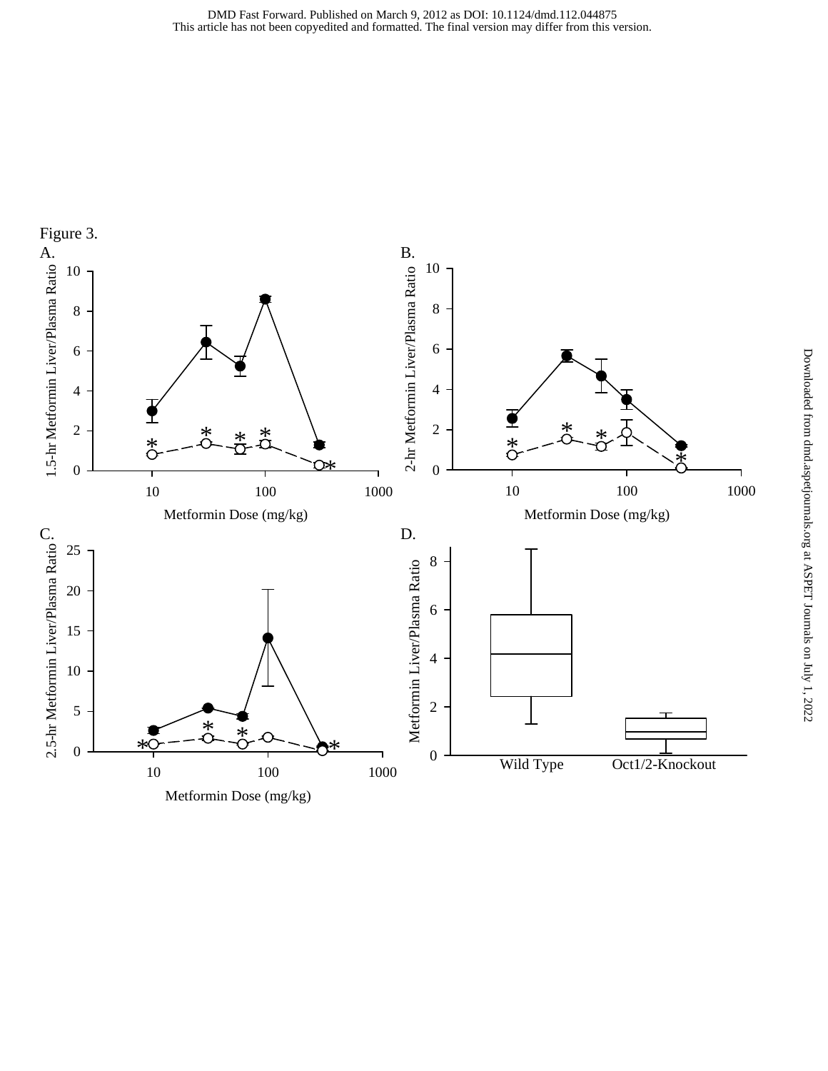Figure 3.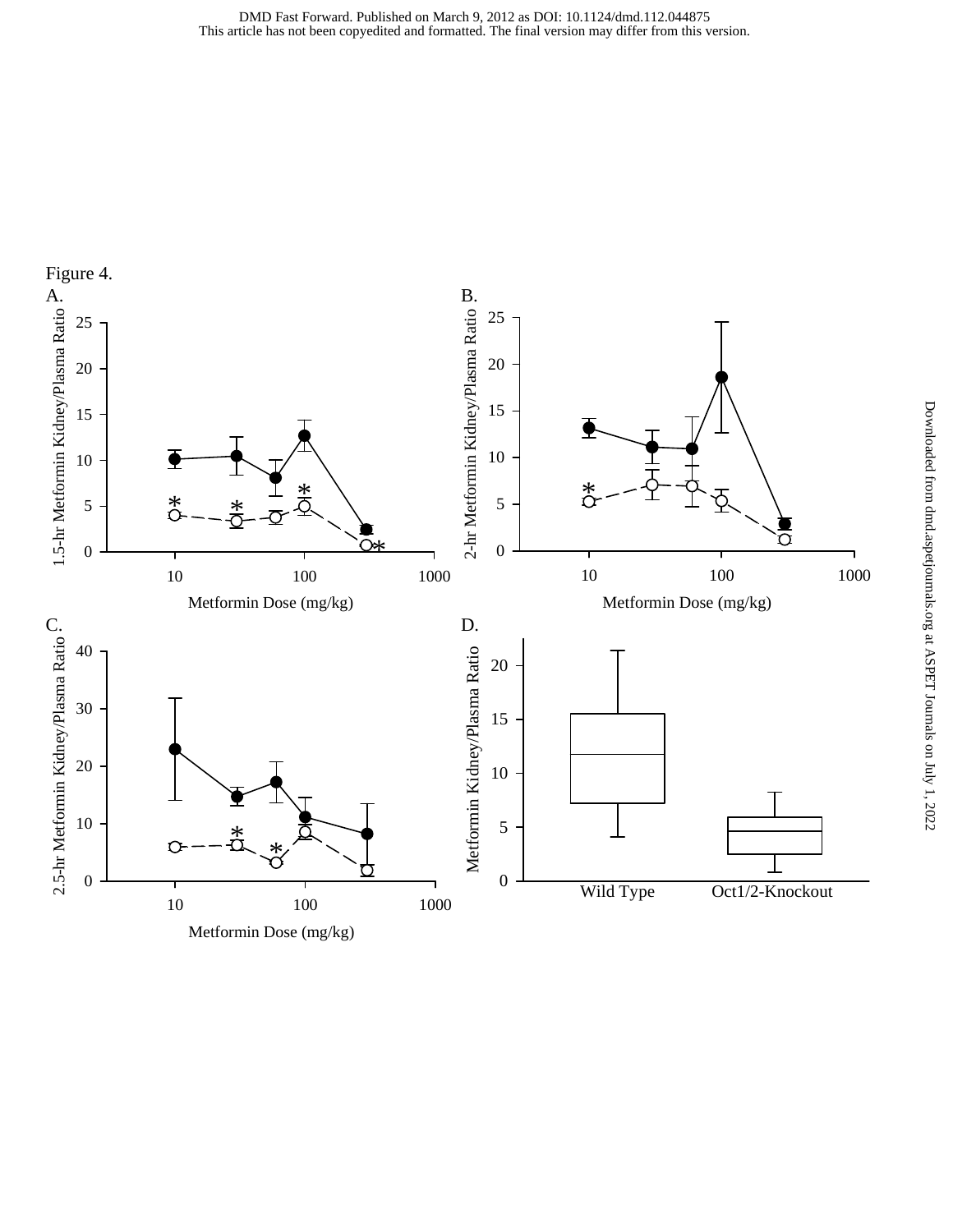Figure 4.

A.

B.

C.

D.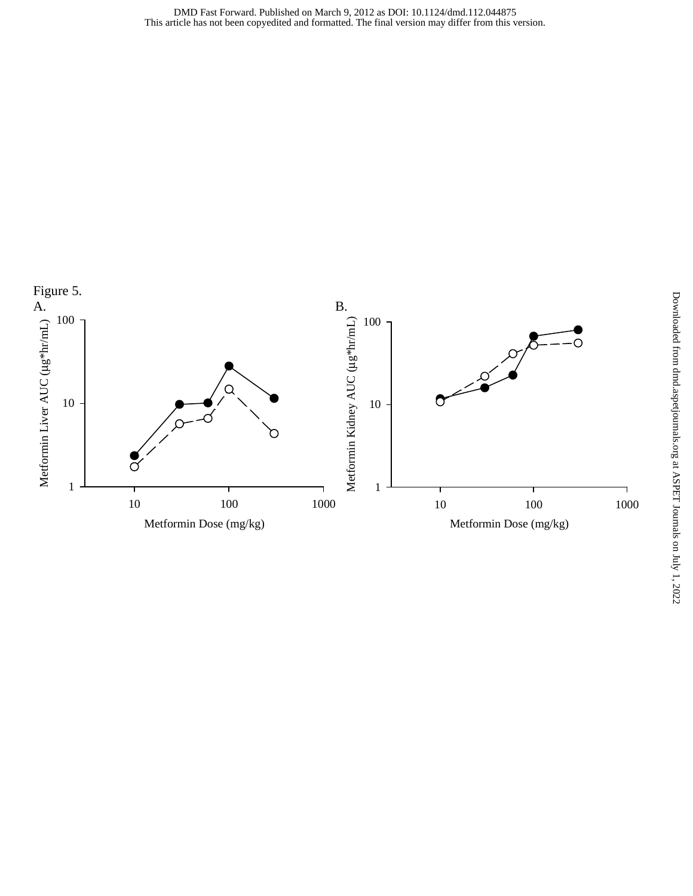Figure 5.

A.

B.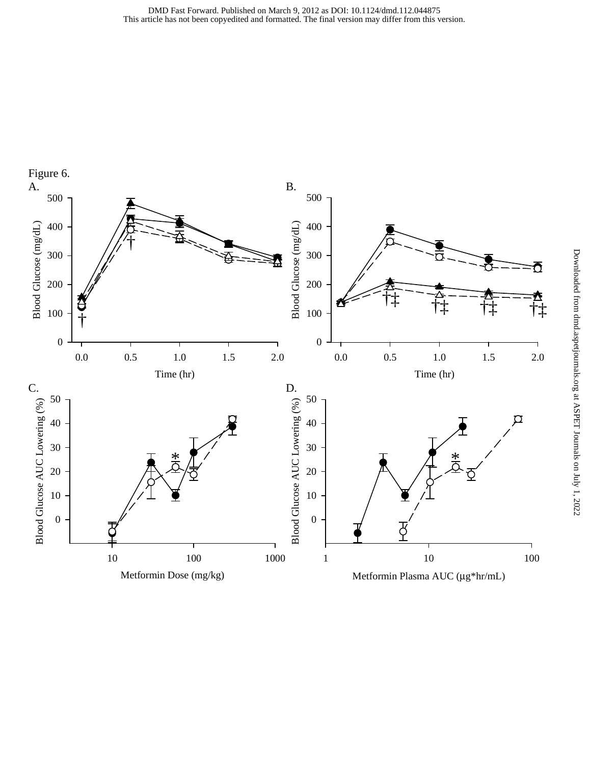Figure 6.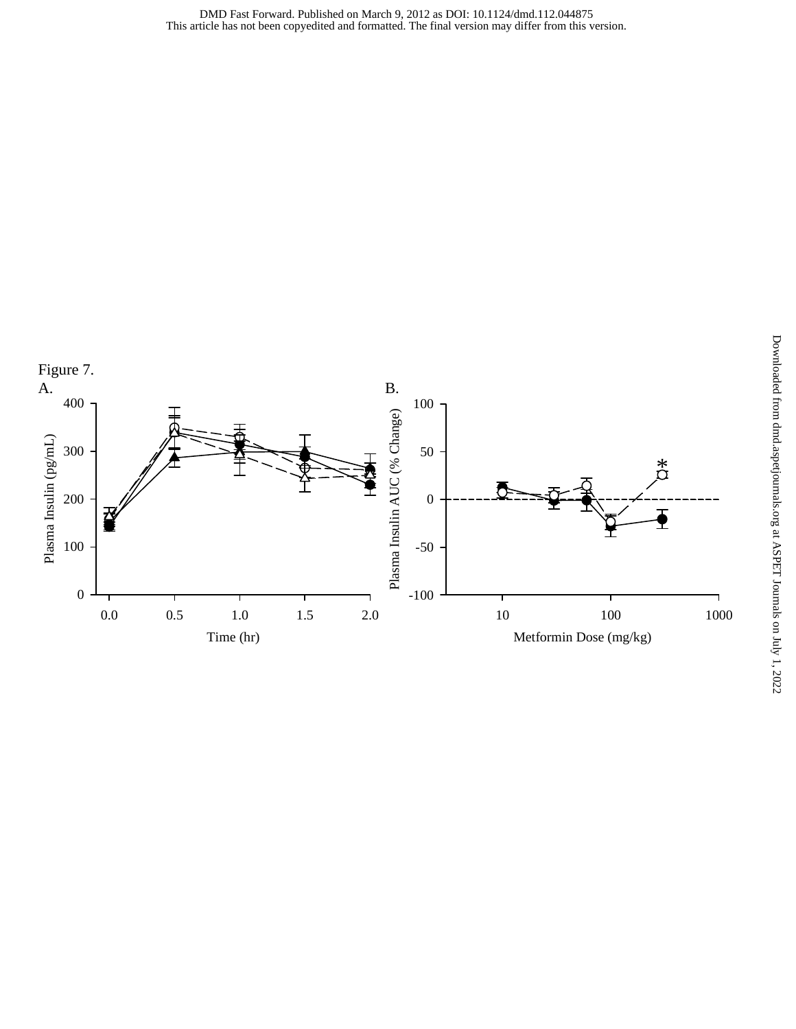Figure 7.

A.

400
300
200
100
0

Plasma Insulin (pg/mL)

0.0
0.5
1.0
1.5
2.0

Time (hr)

B.

100
50
0
-50
-100

Plasma Insulin AUC (% Change)

*

10
100
1000

Metformin Dose (mg/kg)